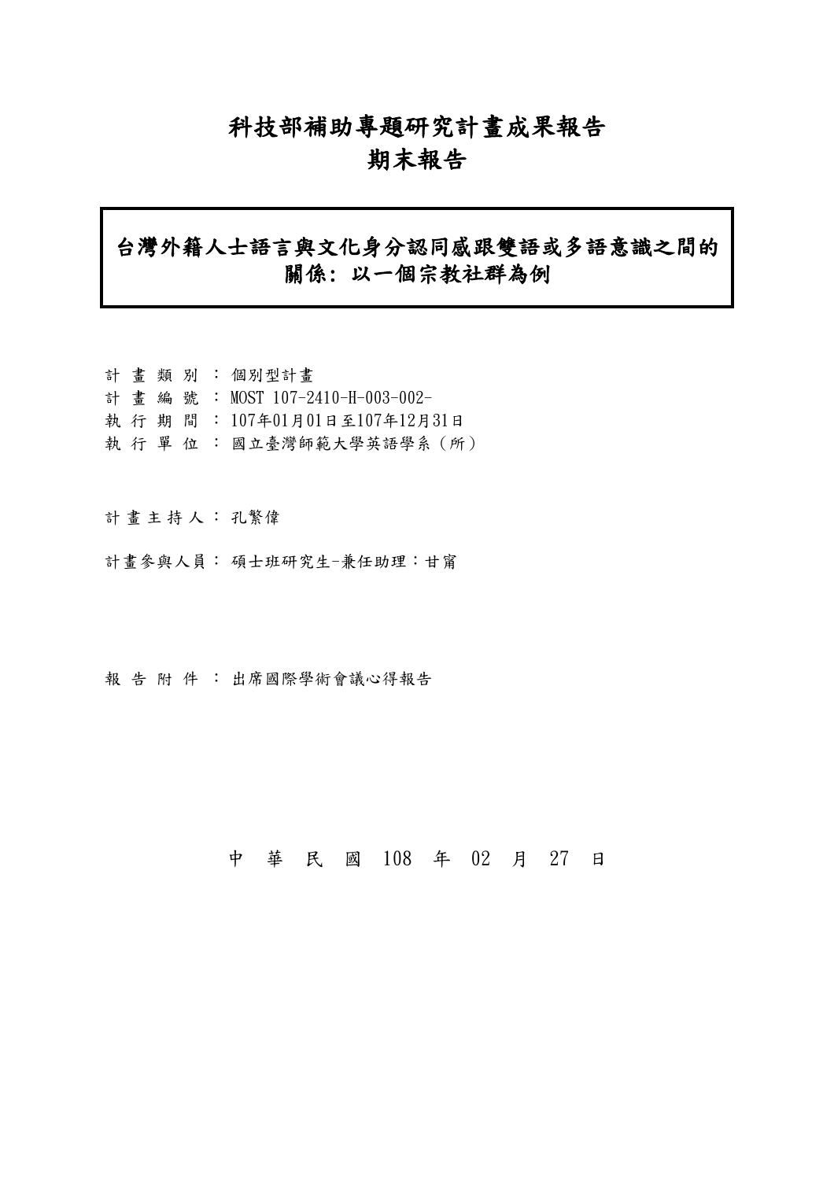# 科技部補助專題研究計畫成果報告
# 期末報告

## 台灣外籍人士語言與文化身分認同感跟雙語或多語意識之間的關係：以一個宗教社群為例

計 畫 類 別 ： 個別型計畫
計 畫 編 號 ： MOST 107-2410-H-003-002-
執 行 期 間 ： 107年01月01日至107年12月31日
執 行 單 位 ： 國立臺灣師範大學英語學系（所）

計 畫 主 持 人 ： 孔繁偉

計畫參與人員： 碩士班研究生-兼任助理：甘甯

報 告 附 件 ： 出席國際學術會議心得報告

中 華 民 國 108 年 02 月 27 日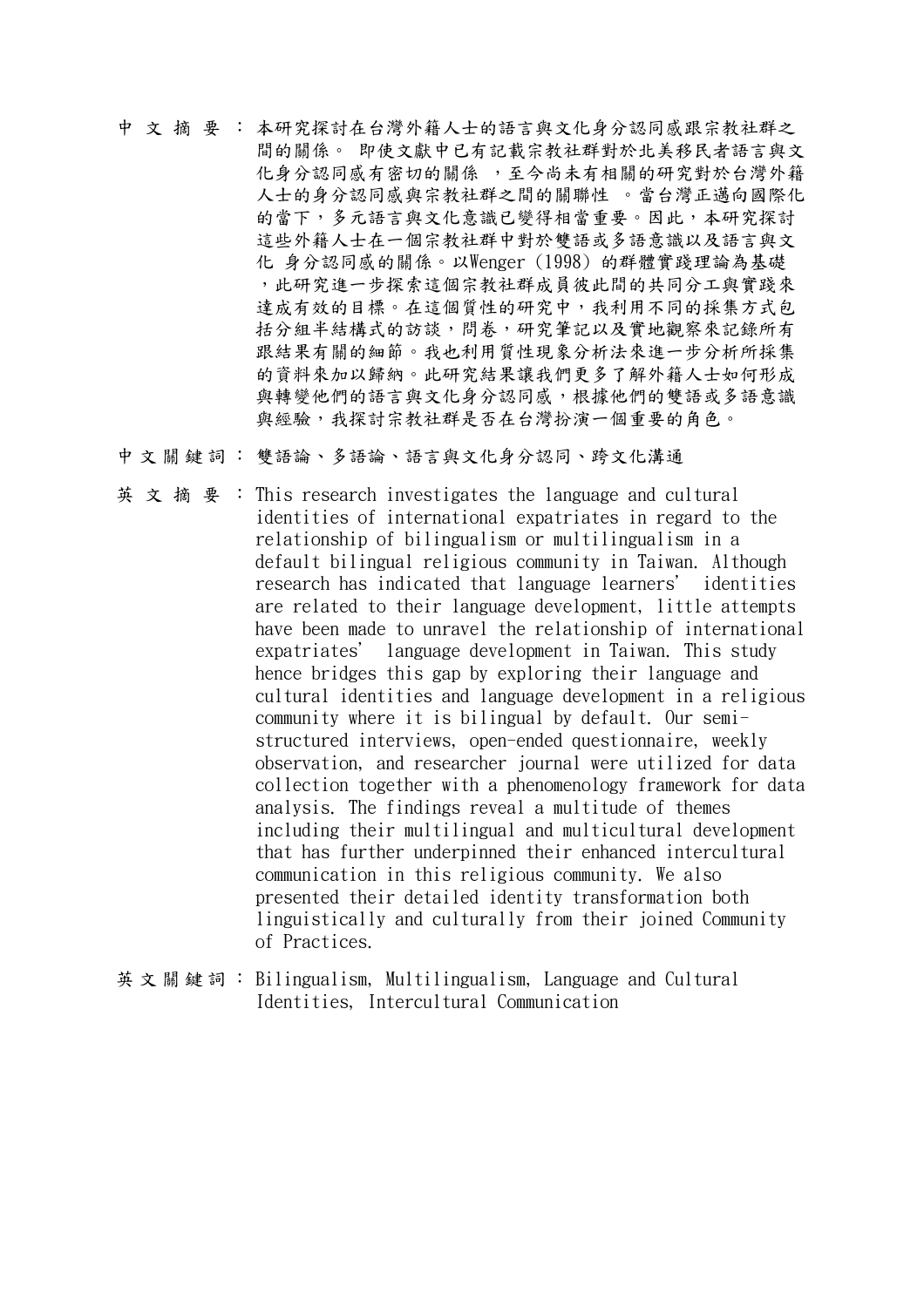中 文 摘 要 ： 本研究探討在台灣外籍人士的語言與文化身分認同感跟宗教社群之間的關係。 即使文獻中已有記載宗教社群對於北美移民者語言與文化身分認同感有密切的關係 ，至今尚未有相關的研究對於台灣外籍人士的身分認同感與宗教社群之間的關聯性 。當台灣正邁向國際化的當下，多元語言與文化意識已變得相當重要。因此，本研究探討這些外籍人士在一個宗教社群中對於雙語或多語意識以及語言與文化 身分認同感的關係。以Wenger (1998) 的群體實踐理論為基礎，此研究進一步探索這個宗教社群成員彼此間的共同分工與實踐來達成有效的目標。在這個質性的研究中，我利用不同的採集方式包括分組半結構式的訪談，問卷，研究筆記以及實地觀察來記錄所有跟結果有關的細節。我也利用質性現象分析法來進一步分析所採集的資料來加以歸納。此研究結果讓我們更多了解外籍人士如何形成與轉變他們的語言與文化身分認同感，根據他們的雙語或多語意識與經驗，我探討宗教社群是否在台灣扮演一個重要的角色。

中 文 關 鍵 詞 ： 雙語論、多語論、語言與文化身分認同、跨文化溝通

英 文 摘 要 ： This research investigates the language and cultural identities of international expatriates in regard to the relationship of bilingualism or multilingualism in a default bilingual religious community in Taiwan. Although research has indicated that language learners' identities are related to their language development, little attempts have been made to unravel the relationship of international expatriates' language development in Taiwan. This study hence bridges this gap by exploring their language and cultural identities and language development in a religious community where it is bilingual by default. Our semi-structured interviews, open-ended questionnaire, weekly observation, and researcher journal were utilized for data collection together with a phenomenology framework for data analysis. The findings reveal a multitude of themes including their multilingual and multicultural development that has further underpinned their enhanced intercultural communication in this religious community. We also presented their detailed identity transformation both linguistically and culturally from their joined Community of Practices.

英 文 關 鍵 詞 ： Bilingualism, Multilingualism, Language and Cultural Identities, Intercultural Communication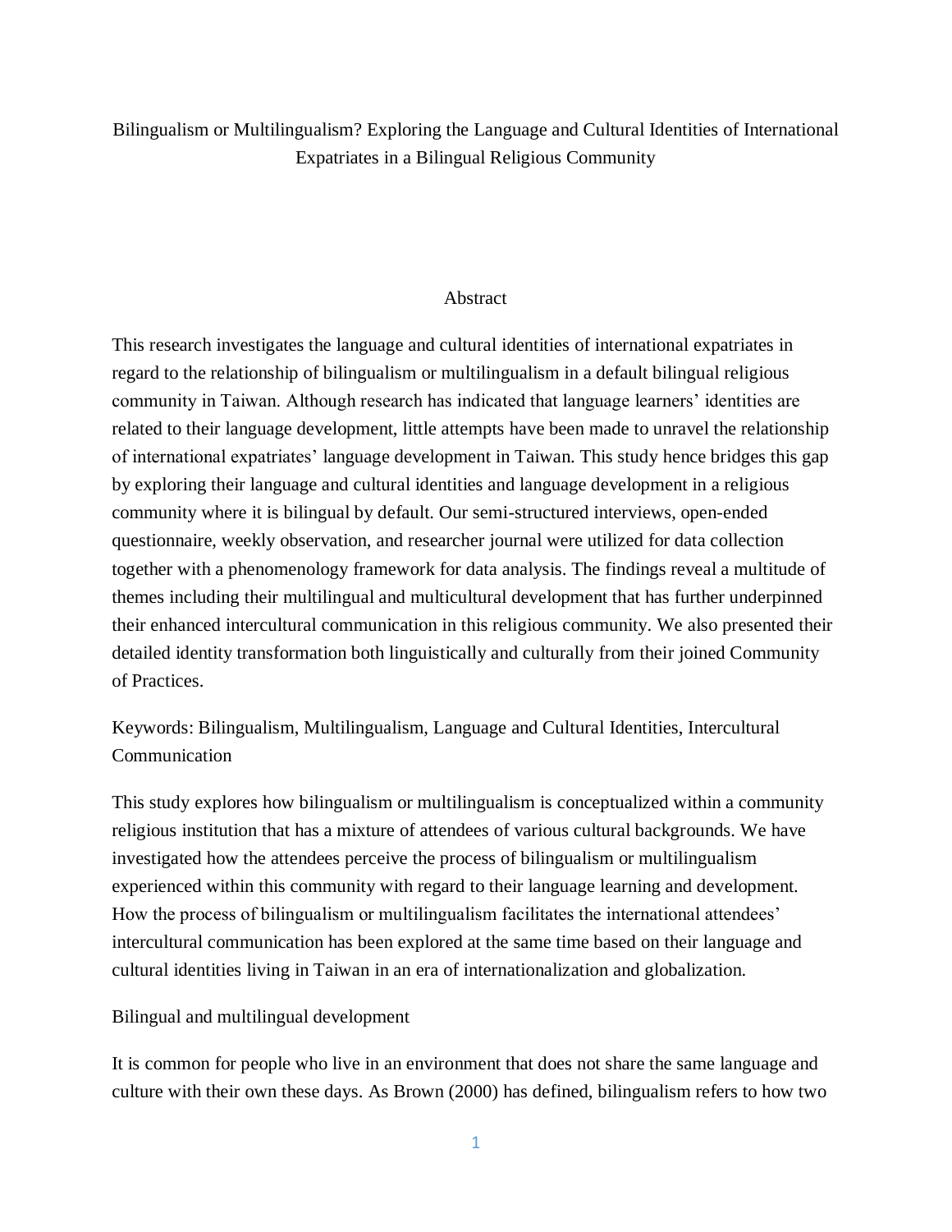Bilingualism or Multilingualism? Exploring the Language and Cultural Identities of International Expatriates in a Bilingual Religious Community

## Abstract

This research investigates the language and cultural identities of international expatriates in regard to the relationship of bilingualism or multilingualism in a default bilingual religious community in Taiwan. Although research has indicated that language learners' identities are related to their language development, little attempts have been made to unravel the relationship of international expatriates' language development in Taiwan. This study hence bridges this gap by exploring their language and cultural identities and language development in a religious community where it is bilingual by default. Our semi-structured interviews, open-ended questionnaire, weekly observation, and researcher journal were utilized for data collection together with a phenomenology framework for data analysis. The findings reveal a multitude of themes including their multilingual and multicultural development that has further underpinned their enhanced intercultural communication in this religious community. We also presented their detailed identity transformation both linguistically and culturally from their joined Community of Practices.

Keywords: Bilingualism, Multilingualism, Language and Cultural Identities, Intercultural Communication

This study explores how bilingualism or multilingualism is conceptualized within a community religious institution that has a mixture of attendees of various cultural backgrounds. We have investigated how the attendees perceive the process of bilingualism or multilingualism experienced within this community with regard to their language learning and development. How the process of bilingualism or multilingualism facilitates the international attendees' intercultural communication has been explored at the same time based on their language and cultural identities living in Taiwan in an era of internationalization and globalization.

## Bilingual and multilingual development

It is common for people who live in an environment that does not share the same language and culture with their own these days. As Brown (2000) has defined, bilingualism refers to how two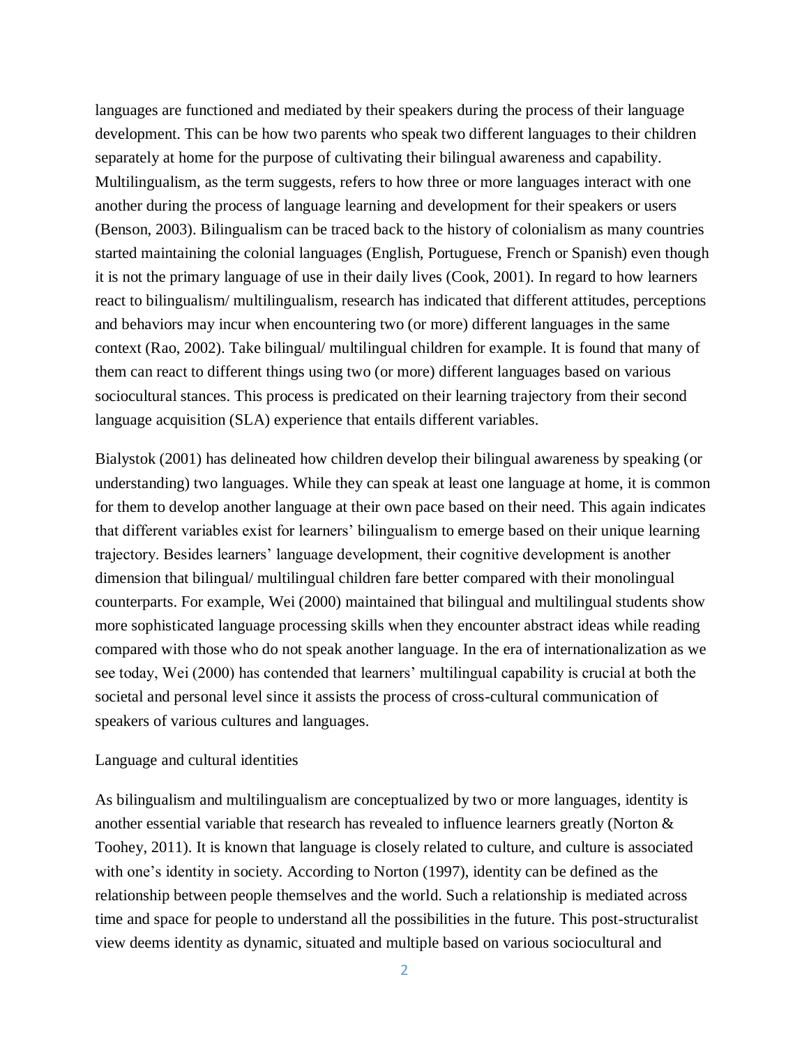languages are functioned and mediated by their speakers during the process of their language development. This can be how two parents who speak two different languages to their children separately at home for the purpose of cultivating their bilingual awareness and capability. Multilingualism, as the term suggests, refers to how three or more languages interact with one another during the process of language learning and development for their speakers or users (Benson, 2003). Bilingualism can be traced back to the history of colonialism as many countries started maintaining the colonial languages (English, Portuguese, French or Spanish) even though it is not the primary language of use in their daily lives (Cook, 2001). In regard to how learners react to bilingualism/ multilingualism, research has indicated that different attitudes, perceptions and behaviors may incur when encountering two (or more) different languages in the same context (Rao, 2002). Take bilingual/ multilingual children for example. It is found that many of them can react to different things using two (or more) different languages based on various sociocultural stances. This process is predicated on their learning trajectory from their second language acquisition (SLA) experience that entails different variables.

Bialystok (2001) has delineated how children develop their bilingual awareness by speaking (or understanding) two languages. While they can speak at least one language at home, it is common for them to develop another language at their own pace based on their need. This again indicates that different variables exist for learners' bilingualism to emerge based on their unique learning trajectory. Besides learners' language development, their cognitive development is another dimension that bilingual/ multilingual children fare better compared with their monolingual counterparts. For example, Wei (2000) maintained that bilingual and multilingual students show more sophisticated language processing skills when they encounter abstract ideas while reading compared with those who do not speak another language. In the era of internationalization as we see today, Wei (2000) has contended that learners' multilingual capability is crucial at both the societal and personal level since it assists the process of cross-cultural communication of speakers of various cultures and languages.

## Language and cultural identities

As bilingualism and multilingualism are conceptualized by two or more languages, identity is another essential variable that research has revealed to influence learners greatly (Norton & Toohey, 2011). It is known that language is closely related to culture, and culture is associated with one's identity in society. According to Norton (1997), identity can be defined as the relationship between people themselves and the world. Such a relationship is mediated across time and space for people to understand all the possibilities in the future. This post-structuralist view deems identity as dynamic, situated and multiple based on various sociocultural and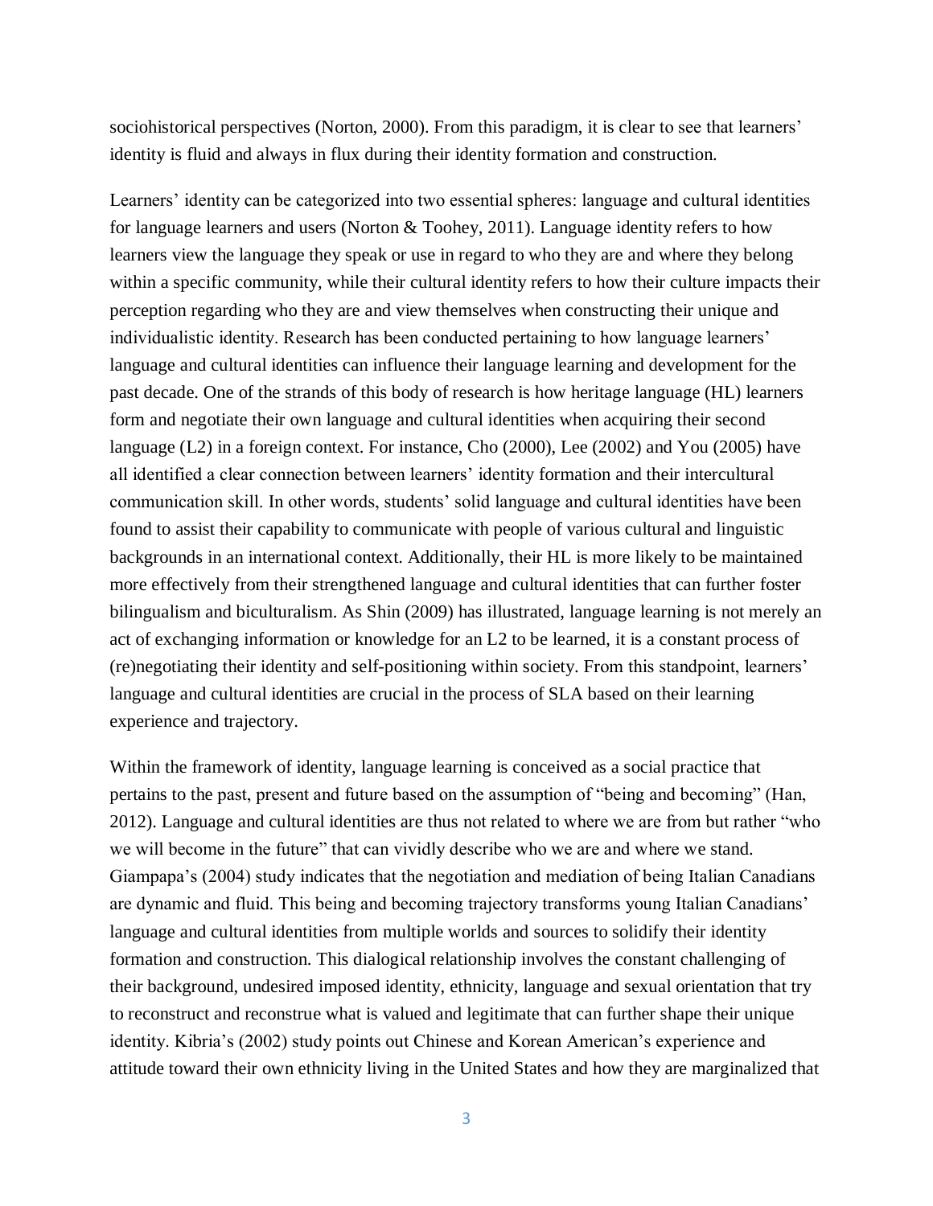sociohistorical perspectives (Norton, 2000). From this paradigm, it is clear to see that learners' identity is fluid and always in flux during their identity formation and construction.

Learners' identity can be categorized into two essential spheres: language and cultural identities for language learners and users (Norton & Toohey, 2011). Language identity refers to how learners view the language they speak or use in regard to who they are and where they belong within a specific community, while their cultural identity refers to how their culture impacts their perception regarding who they are and view themselves when constructing their unique and individualistic identity. Research has been conducted pertaining to how language learners' language and cultural identities can influence their language learning and development for the past decade. One of the strands of this body of research is how heritage language (HL) learners form and negotiate their own language and cultural identities when acquiring their second language (L2) in a foreign context. For instance, Cho (2000), Lee (2002) and You (2005) have all identified a clear connection between learners' identity formation and their intercultural communication skill. In other words, students' solid language and cultural identities have been found to assist their capability to communicate with people of various cultural and linguistic backgrounds in an international context. Additionally, their HL is more likely to be maintained more effectively from their strengthened language and cultural identities that can further foster bilingualism and biculturalism. As Shin (2009) has illustrated, language learning is not merely an act of exchanging information or knowledge for an L2 to be learned, it is a constant process of (re)negotiating their identity and self-positioning within society. From this standpoint, learners' language and cultural identities are crucial in the process of SLA based on their learning experience and trajectory.

Within the framework of identity, language learning is conceived as a social practice that pertains to the past, present and future based on the assumption of "being and becoming" (Han, 2012). Language and cultural identities are thus not related to where we are from but rather "who we will become in the future" that can vividly describe who we are and where we stand. Giampapa's (2004) study indicates that the negotiation and mediation of being Italian Canadians are dynamic and fluid. This being and becoming trajectory transforms young Italian Canadians' language and cultural identities from multiple worlds and sources to solidify their identity formation and construction. This dialogical relationship involves the constant challenging of their background, undesired imposed identity, ethnicity, language and sexual orientation that try to reconstruct and reconstrue what is valued and legitimate that can further shape their unique identity. Kibria's (2002) study points out Chinese and Korean American's experience and attitude toward their own ethnicity living in the United States and how they are marginalized that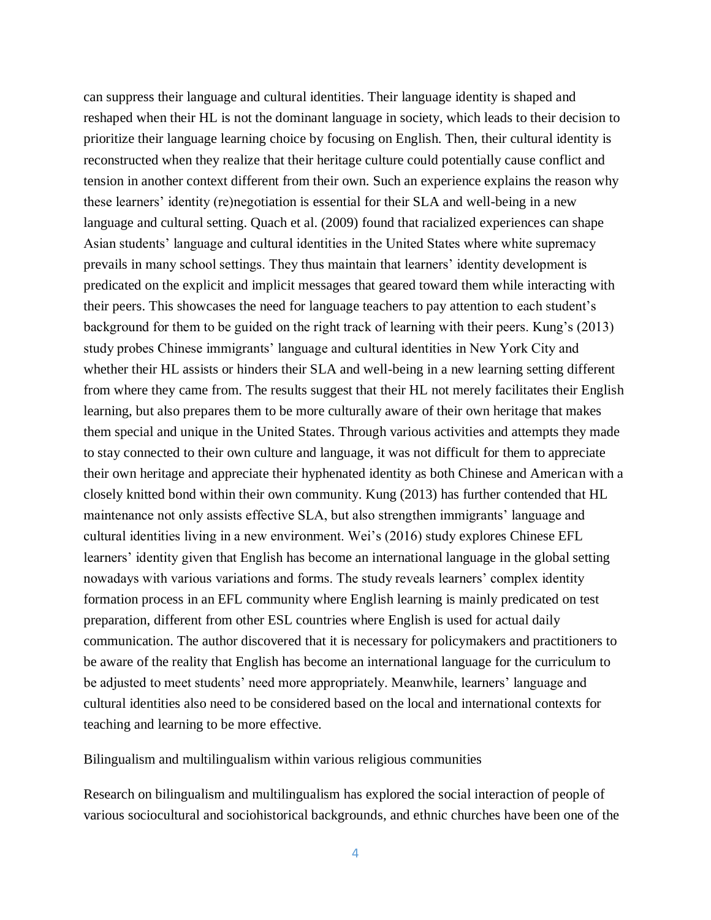can suppress their language and cultural identities. Their language identity is shaped and reshaped when their HL is not the dominant language in society, which leads to their decision to prioritize their language learning choice by focusing on English. Then, their cultural identity is reconstructed when they realize that their heritage culture could potentially cause conflict and tension in another context different from their own. Such an experience explains the reason why these learners' identity (re)negotiation is essential for their SLA and well-being in a new language and cultural setting. Quach et al. (2009) found that racialized experiences can shape Asian students' language and cultural identities in the United States where white supremacy prevails in many school settings. They thus maintain that learners' identity development is predicated on the explicit and implicit messages that geared toward them while interacting with their peers. This showcases the need for language teachers to pay attention to each student's background for them to be guided on the right track of learning with their peers. Kung's (2013) study probes Chinese immigrants' language and cultural identities in New York City and whether their HL assists or hinders their SLA and well-being in a new learning setting different from where they came from. The results suggest that their HL not merely facilitates their English learning, but also prepares them to be more culturally aware of their own heritage that makes them special and unique in the United States. Through various activities and attempts they made to stay connected to their own culture and language, it was not difficult for them to appreciate their own heritage and appreciate their hyphenated identity as both Chinese and American with a closely knitted bond within their own community. Kung (2013) has further contended that HL maintenance not only assists effective SLA, but also strengthen immigrants' language and cultural identities living in a new environment. Wei's (2016) study explores Chinese EFL learners' identity given that English has become an international language in the global setting nowadays with various variations and forms. The study reveals learners' complex identity formation process in an EFL community where English learning is mainly predicated on test preparation, different from other ESL countries where English is used for actual daily communication. The author discovered that it is necessary for policymakers and practitioners to be aware of the reality that English has become an international language for the curriculum to be adjusted to meet students' need more appropriately. Meanwhile, learners' language and cultural identities also need to be considered based on the local and international contexts for teaching and learning to be more effective.

## Bilingualism and multilingualism within various religious communities

Research on bilingualism and multilingualism has explored the social interaction of people of various sociocultural and sociohistorical backgrounds, and ethnic churches have been one of the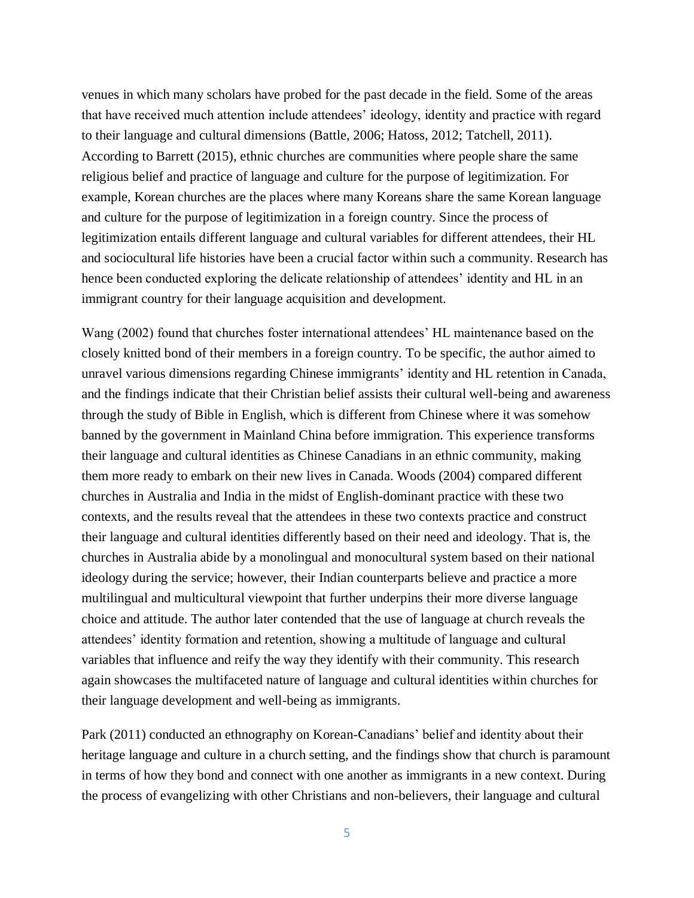venues in which many scholars have probed for the past decade in the field. Some of the areas that have received much attention include attendees' ideology, identity and practice with regard to their language and cultural dimensions (Battle, 2006; Hatoss, 2012; Tatchell, 2011). According to Barrett (2015), ethnic churches are communities where people share the same religious belief and practice of language and culture for the purpose of legitimization. For example, Korean churches are the places where many Koreans share the same Korean language and culture for the purpose of legitimization in a foreign country. Since the process of legitimization entails different language and cultural variables for different attendees, their HL and sociocultural life histories have been a crucial factor within such a community. Research has hence been conducted exploring the delicate relationship of attendees' identity and HL in an immigrant country for their language acquisition and development.

Wang (2002) found that churches foster international attendees' HL maintenance based on the closely knitted bond of their members in a foreign country. To be specific, the author aimed to unravel various dimensions regarding Chinese immigrants' identity and HL retention in Canada, and the findings indicate that their Christian belief assists their cultural well-being and awareness through the study of Bible in English, which is different from Chinese where it was somehow banned by the government in Mainland China before immigration. This experience transforms their language and cultural identities as Chinese Canadians in an ethnic community, making them more ready to embark on their new lives in Canada. Woods (2004) compared different churches in Australia and India in the midst of English-dominant practice with these two contexts, and the results reveal that the attendees in these two contexts practice and construct their language and cultural identities differently based on their need and ideology. That is, the churches in Australia abide by a monolingual and monocultural system based on their national ideology during the service; however, their Indian counterparts believe and practice a more multilingual and multicultural viewpoint that further underpins their more diverse language choice and attitude. The author later contended that the use of language at church reveals the attendees' identity formation and retention, showing a multitude of language and cultural variables that influence and reify the way they identify with their community. This research again showcases the multifaceted nature of language and cultural identities within churches for their language development and well-being as immigrants.

Park (2011) conducted an ethnography on Korean-Canadians' belief and identity about their heritage language and culture in a church setting, and the findings show that church is paramount in terms of how they bond and connect with one another as immigrants in a new context. During the process of evangelizing with other Christians and non-believers, their language and cultural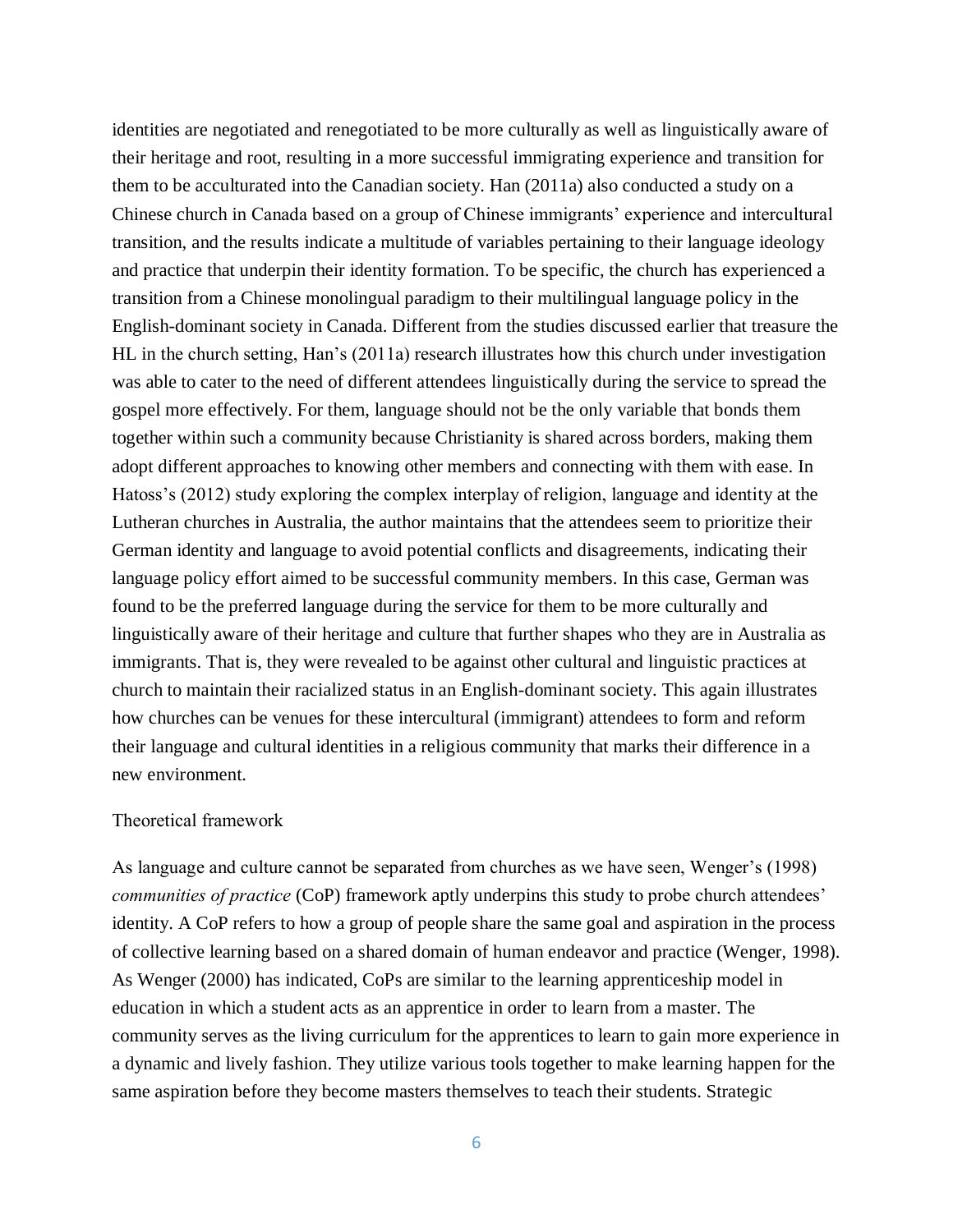identities are negotiated and renegotiated to be more culturally as well as linguistically aware of their heritage and root, resulting in a more successful immigrating experience and transition for them to be acculturated into the Canadian society. Han (2011a) also conducted a study on a Chinese church in Canada based on a group of Chinese immigrants' experience and intercultural transition, and the results indicate a multitude of variables pertaining to their language ideology and practice that underpin their identity formation. To be specific, the church has experienced a transition from a Chinese monolingual paradigm to their multilingual language policy in the English-dominant society in Canada. Different from the studies discussed earlier that treasure the HL in the church setting, Han's (2011a) research illustrates how this church under investigation was able to cater to the need of different attendees linguistically during the service to spread the gospel more effectively. For them, language should not be the only variable that bonds them together within such a community because Christianity is shared across borders, making them adopt different approaches to knowing other members and connecting with them with ease. In Hatoss's (2012) study exploring the complex interplay of religion, language and identity at the Lutheran churches in Australia, the author maintains that the attendees seem to prioritize their German identity and language to avoid potential conflicts and disagreements, indicating their language policy effort aimed to be successful community members. In this case, German was found to be the preferred language during the service for them to be more culturally and linguistically aware of their heritage and culture that further shapes who they are in Australia as immigrants. That is, they were revealed to be against other cultural and linguistic practices at church to maintain their racialized status in an English-dominant society. This again illustrates how churches can be venues for these intercultural (immigrant) attendees to form and reform their language and cultural identities in a religious community that marks their difference in a new environment.

## Theoretical framework

As language and culture cannot be separated from churches as we have seen, Wenger's (1998) *communities of practice* (CoP) framework aptly underpins this study to probe church attendees' identity. A CoP refers to how a group of people share the same goal and aspiration in the process of collective learning based on a shared domain of human endeavor and practice (Wenger, 1998). As Wenger (2000) has indicated, CoPs are similar to the learning apprenticeship model in education in which a student acts as an apprentice in order to learn from a master. The community serves as the living curriculum for the apprentices to learn to gain more experience in a dynamic and lively fashion. They utilize various tools together to make learning happen for the same aspiration before they become masters themselves to teach their students. Strategic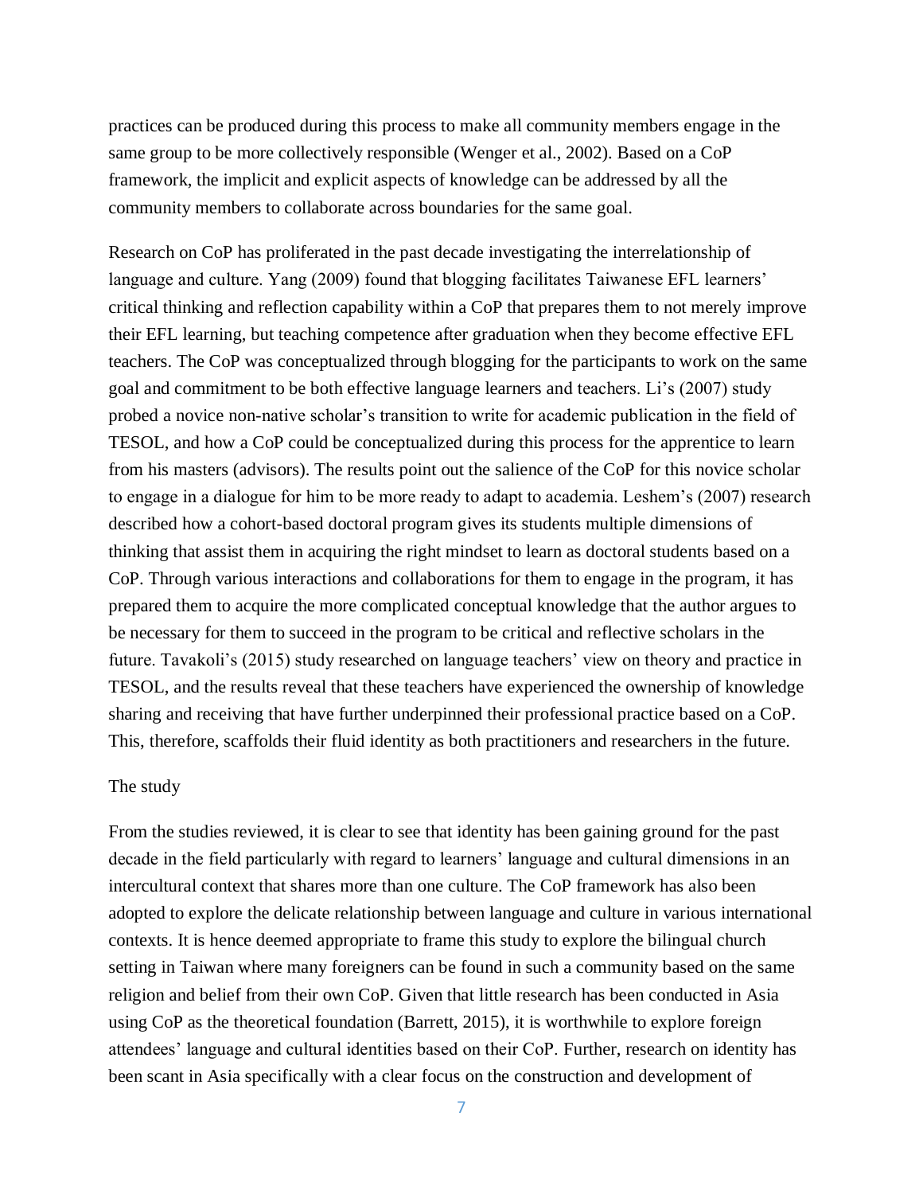practices can be produced during this process to make all community members engage in the same group to be more collectively responsible (Wenger et al., 2002). Based on a CoP framework, the implicit and explicit aspects of knowledge can be addressed by all the community members to collaborate across boundaries for the same goal.

Research on CoP has proliferated in the past decade investigating the interrelationship of language and culture. Yang (2009) found that blogging facilitates Taiwanese EFL learners' critical thinking and reflection capability within a CoP that prepares them to not merely improve their EFL learning, but teaching competence after graduation when they become effective EFL teachers. The CoP was conceptualized through blogging for the participants to work on the same goal and commitment to be both effective language learners and teachers. Li's (2007) study probed a novice non-native scholar's transition to write for academic publication in the field of TESOL, and how a CoP could be conceptualized during this process for the apprentice to learn from his masters (advisors). The results point out the salience of the CoP for this novice scholar to engage in a dialogue for him to be more ready to adapt to academia. Leshem's (2007) research described how a cohort-based doctoral program gives its students multiple dimensions of thinking that assist them in acquiring the right mindset to learn as doctoral students based on a CoP. Through various interactions and collaborations for them to engage in the program, it has prepared them to acquire the more complicated conceptual knowledge that the author argues to be necessary for them to succeed in the program to be critical and reflective scholars in the future. Tavakoli's (2015) study researched on language teachers' view on theory and practice in TESOL, and the results reveal that these teachers have experienced the ownership of knowledge sharing and receiving that have further underpinned their professional practice based on a CoP. This, therefore, scaffolds their fluid identity as both practitioners and researchers in the future.

## The study

From the studies reviewed, it is clear to see that identity has been gaining ground for the past decade in the field particularly with regard to learners' language and cultural dimensions in an intercultural context that shares more than one culture. The CoP framework has also been adopted to explore the delicate relationship between language and culture in various international contexts. It is hence deemed appropriate to frame this study to explore the bilingual church setting in Taiwan where many foreigners can be found in such a community based on the same religion and belief from their own CoP. Given that little research has been conducted in Asia using CoP as the theoretical foundation (Barrett, 2015), it is worthwhile to explore foreign attendees' language and cultural identities based on their CoP. Further, research on identity has been scant in Asia specifically with a clear focus on the construction and development of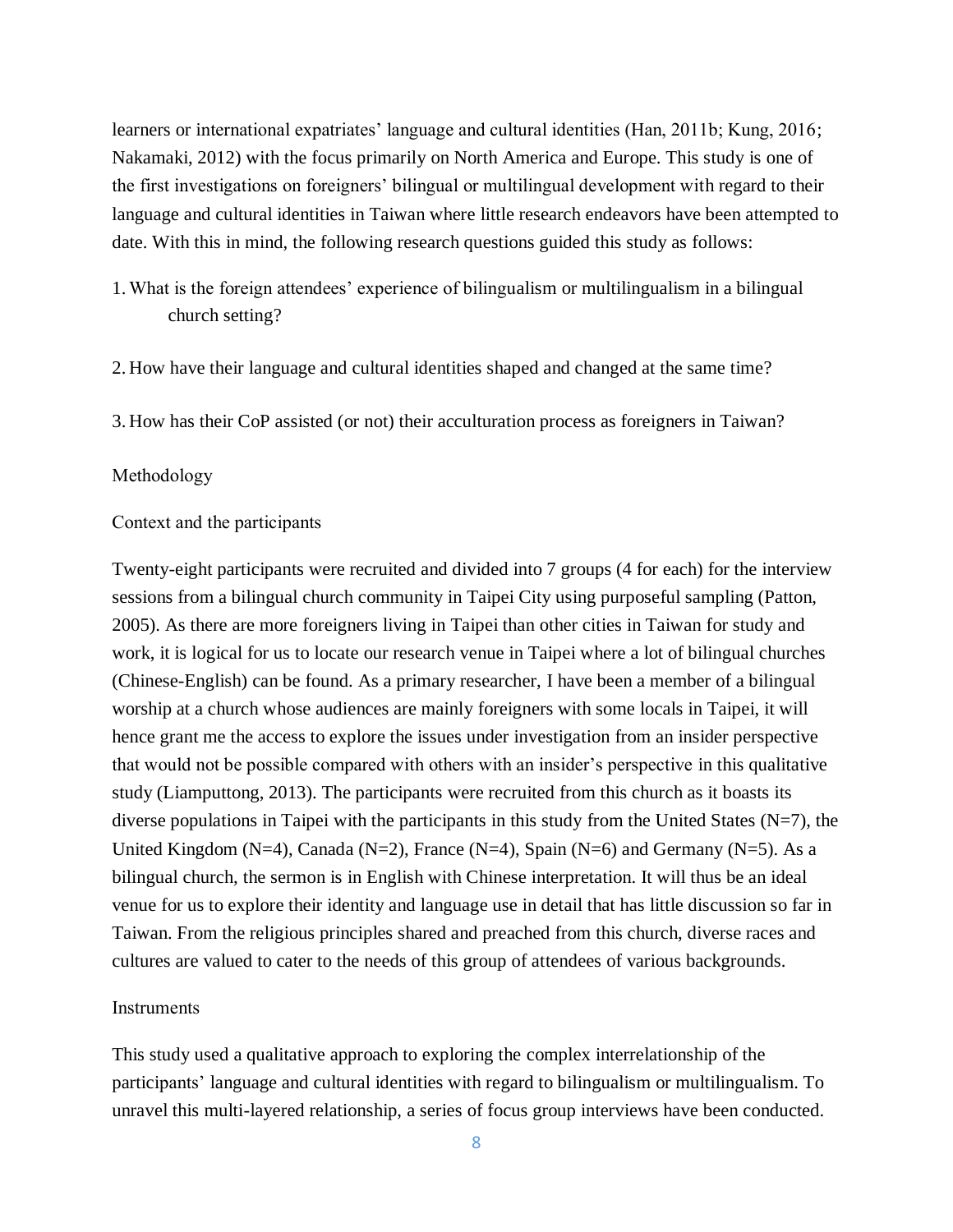learners or international expatriates' language and cultural identities (Han, 2011b; Kung, 2016; Nakamaki, 2012) with the focus primarily on North America and Europe. This study is one of the first investigations on foreigners' bilingual or multilingual development with regard to their language and cultural identities in Taiwan where little research endeavors have been attempted to date. With this in mind, the following research questions guided this study as follows:

1. What is the foreign attendees' experience of bilingualism or multilingualism in a bilingual church setting?
2. How have their language and cultural identities shaped and changed at the same time?
3. How has their CoP assisted (or not) their acculturation process as foreigners in Taiwan?

## Methodology

### Context and the participants

Twenty-eight participants were recruited and divided into 7 groups (4 for each) for the interview sessions from a bilingual church community in Taipei City using purposeful sampling (Patton, 2005). As there are more foreigners living in Taipei than other cities in Taiwan for study and work, it is logical for us to locate our research venue in Taipei where a lot of bilingual churches (Chinese-English) can be found. As a primary researcher, I have been a member of a bilingual worship at a church whose audiences are mainly foreigners with some locals in Taipei, it will hence grant me the access to explore the issues under investigation from an insider perspective that would not be possible compared with others with an insider's perspective in this qualitative study (Liamputtong, 2013). The participants were recruited from this church as it boasts its diverse populations in Taipei with the participants in this study from the United States (N=7), the United Kingdom (N=4), Canada (N=2), France (N=4), Spain (N=6) and Germany (N=5). As a bilingual church, the sermon is in English with Chinese interpretation. It will thus be an ideal venue for us to explore their identity and language use in detail that has little discussion so far in Taiwan. From the religious principles shared and preached from this church, diverse races and cultures are valued to cater to the needs of this group of attendees of various backgrounds.

### Instruments

This study used a qualitative approach to exploring the complex interrelationship of the participants' language and cultural identities with regard to bilingualism or multilingualism. To unravel this multi-layered relationship, a series of focus group interviews have been conducted.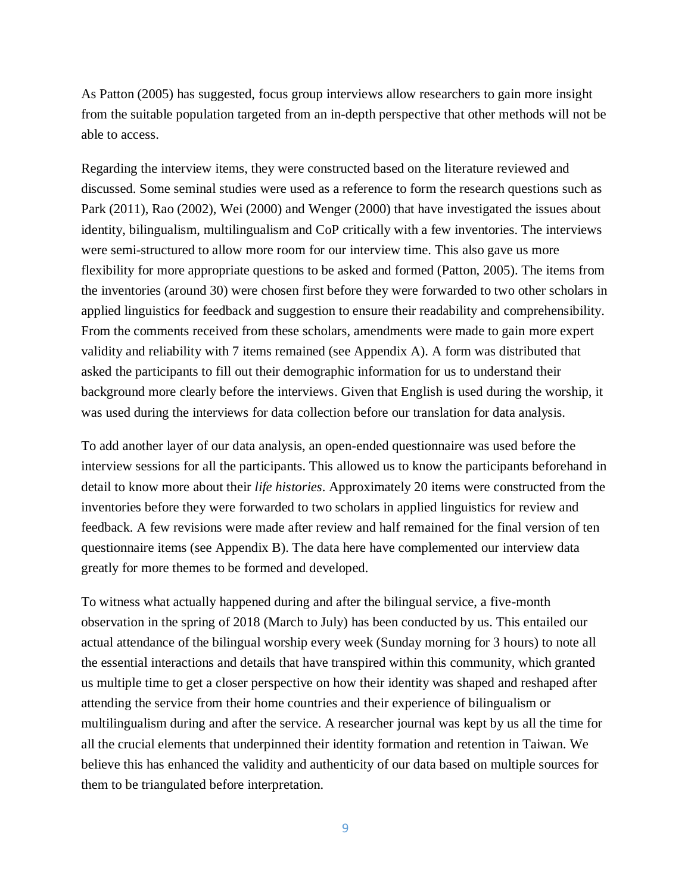As Patton (2005) has suggested, focus group interviews allow researchers to gain more insight from the suitable population targeted from an in-depth perspective that other methods will not be able to access.

Regarding the interview items, they were constructed based on the literature reviewed and discussed. Some seminal studies were used as a reference to form the research questions such as Park (2011), Rao (2002), Wei (2000) and Wenger (2000) that have investigated the issues about identity, bilingualism, multilingualism and CoP critically with a few inventories. The interviews were semi-structured to allow more room for our interview time. This also gave us more flexibility for more appropriate questions to be asked and formed (Patton, 2005). The items from the inventories (around 30) were chosen first before they were forwarded to two other scholars in applied linguistics for feedback and suggestion to ensure their readability and comprehensibility. From the comments received from these scholars, amendments were made to gain more expert validity and reliability with 7 items remained (see Appendix A). A form was distributed that asked the participants to fill out their demographic information for us to understand their background more clearly before the interviews. Given that English is used during the worship, it was used during the interviews for data collection before our translation for data analysis.

To add another layer of our data analysis, an open-ended questionnaire was used before the interview sessions for all the participants. This allowed us to know the participants beforehand in detail to know more about their *life histories*. Approximately 20 items were constructed from the inventories before they were forwarded to two scholars in applied linguistics for review and feedback. A few revisions were made after review and half remained for the final version of ten questionnaire items (see Appendix B). The data here have complemented our interview data greatly for more themes to be formed and developed.

To witness what actually happened during and after the bilingual service, a five-month observation in the spring of 2018 (March to July) has been conducted by us. This entailed our actual attendance of the bilingual worship every week (Sunday morning for 3 hours) to note all the essential interactions and details that have transpired within this community, which granted us multiple time to get a closer perspective on how their identity was shaped and reshaped after attending the service from their home countries and their experience of bilingualism or multilingualism during and after the service. A researcher journal was kept by us all the time for all the crucial elements that underpinned their identity formation and retention in Taiwan. We believe this has enhanced the validity and authenticity of our data based on multiple sources for them to be triangulated before interpretation.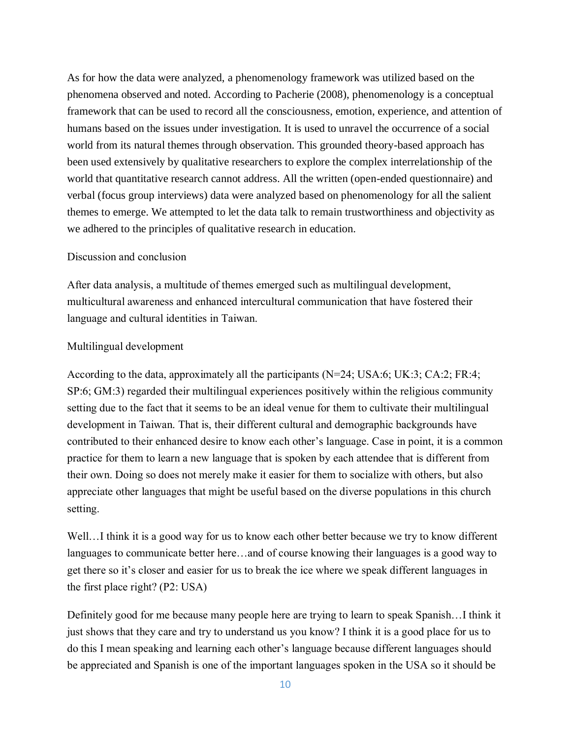As for how the data were analyzed, a phenomenology framework was utilized based on the phenomena observed and noted. According to Pacherie (2008), phenomenology is a conceptual framework that can be used to record all the consciousness, emotion, experience, and attention of humans based on the issues under investigation. It is used to unravel the occurrence of a social world from its natural themes through observation. This grounded theory-based approach has been used extensively by qualitative researchers to explore the complex interrelationship of the world that quantitative research cannot address. All the written (open-ended questionnaire) and verbal (focus group interviews) data were analyzed based on phenomenology for all the salient themes to emerge. We attempted to let the data talk to remain trustworthiness and objectivity as we adhered to the principles of qualitative research in education.

## Discussion and conclusion

After data analysis, a multitude of themes emerged such as multilingual development, multicultural awareness and enhanced intercultural communication that have fostered their language and cultural identities in Taiwan.

### Multilingual development

According to the data, approximately all the participants (N=24; USA:6; UK:3; CA:2; FR:4; SP:6; GM:3) regarded their multilingual experiences positively within the religious community setting due to the fact that it seems to be an ideal venue for them to cultivate their multilingual development in Taiwan. That is, their different cultural and demographic backgrounds have contributed to their enhanced desire to know each other's language. Case in point, it is a common practice for them to learn a new language that is spoken by each attendee that is different from their own. Doing so does not merely make it easier for them to socialize with others, but also appreciate other languages that might be useful based on the diverse populations in this church setting.

Well…I think it is a good way for us to know each other better because we try to know different languages to communicate better here…and of course knowing their languages is a good way to get there so it's closer and easier for us to break the ice where we speak different languages in the first place right? (P2: USA)

Definitely good for me because many people here are trying to learn to speak Spanish…I think it just shows that they care and try to understand us you know? I think it is a good place for us to do this I mean speaking and learning each other's language because different languages should be appreciated and Spanish is one of the important languages spoken in the USA so it should be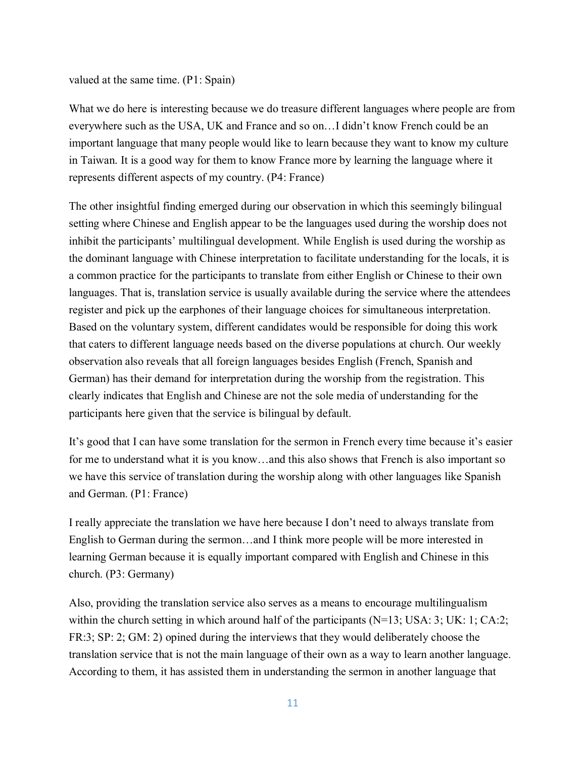valued at the same time. (P1: Spain)

What we do here is interesting because we do treasure different languages where people are from everywhere such as the USA, UK and France and so on…I didn't know French could be an important language that many people would like to learn because they want to know my culture in Taiwan. It is a good way for them to know France more by learning the language where it represents different aspects of my country. (P4: France)

The other insightful finding emerged during our observation in which this seemingly bilingual setting where Chinese and English appear to be the languages used during the worship does not inhibit the participants' multilingual development. While English is used during the worship as the dominant language with Chinese interpretation to facilitate understanding for the locals, it is a common practice for the participants to translate from either English or Chinese to their own languages. That is, translation service is usually available during the service where the attendees register and pick up the earphones of their language choices for simultaneous interpretation. Based on the voluntary system, different candidates would be responsible for doing this work that caters to different language needs based on the diverse populations at church. Our weekly observation also reveals that all foreign languages besides English (French, Spanish and German) has their demand for interpretation during the worship from the registration. This clearly indicates that English and Chinese are not the sole media of understanding for the participants here given that the service is bilingual by default.

It's good that I can have some translation for the sermon in French every time because it's easier for me to understand what it is you know…and this also shows that French is also important so we have this service of translation during the worship along with other languages like Spanish and German. (P1: France)

I really appreciate the translation we have here because I don't need to always translate from English to German during the sermon…and I think more people will be more interested in learning German because it is equally important compared with English and Chinese in this church. (P3: Germany)

Also, providing the translation service also serves as a means to encourage multilingualism within the church setting in which around half of the participants (N=13; USA: 3; UK: 1; CA:2; FR:3; SP: 2; GM: 2) opined during the interviews that they would deliberately choose the translation service that is not the main language of their own as a way to learn another language. According to them, it has assisted them in understanding the sermon in another language that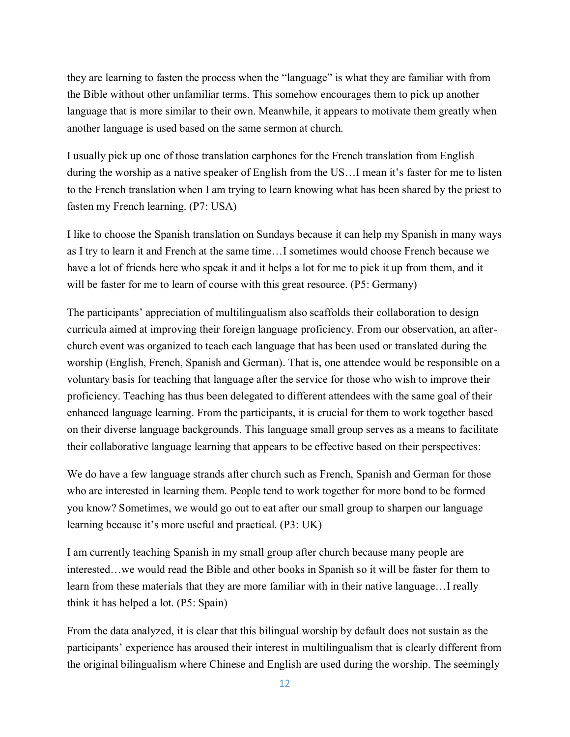they are learning to fasten the process when the "language" is what they are familiar with from the Bible without other unfamiliar terms. This somehow encourages them to pick up another language that is more similar to their own. Meanwhile, it appears to motivate them greatly when another language is used based on the same sermon at church.

I usually pick up one of those translation earphones for the French translation from English during the worship as a native speaker of English from the US…I mean it's faster for me to listen to the French translation when I am trying to learn knowing what has been shared by the priest to fasten my French learning. (P7: USA)

I like to choose the Spanish translation on Sundays because it can help my Spanish in many ways as I try to learn it and French at the same time…I sometimes would choose French because we have a lot of friends here who speak it and it helps a lot for me to pick it up from them, and it will be faster for me to learn of course with this great resource. (P5: Germany)

The participants' appreciation of multilingualism also scaffolds their collaboration to design curricula aimed at improving their foreign language proficiency. From our observation, an after-church event was organized to teach each language that has been used or translated during the worship (English, French, Spanish and German). That is, one attendee would be responsible on a voluntary basis for teaching that language after the service for those who wish to improve their proficiency. Teaching has thus been delegated to different attendees with the same goal of their enhanced language learning. From the participants, it is crucial for them to work together based on their diverse language backgrounds. This language small group serves as a means to facilitate their collaborative language learning that appears to be effective based on their perspectives:

We do have a few language strands after church such as French, Spanish and German for those who are interested in learning them. People tend to work together for more bond to be formed you know? Sometimes, we would go out to eat after our small group to sharpen our language learning because it's more useful and practical. (P3: UK)

I am currently teaching Spanish in my small group after church because many people are interested…we would read the Bible and other books in Spanish so it will be faster for them to learn from these materials that they are more familiar with in their native language…I really think it has helped a lot. (P5: Spain)

From the data analyzed, it is clear that this bilingual worship by default does not sustain as the participants' experience has aroused their interest in multilingualism that is clearly different from the original bilingualism where Chinese and English are used during the worship. The seemingly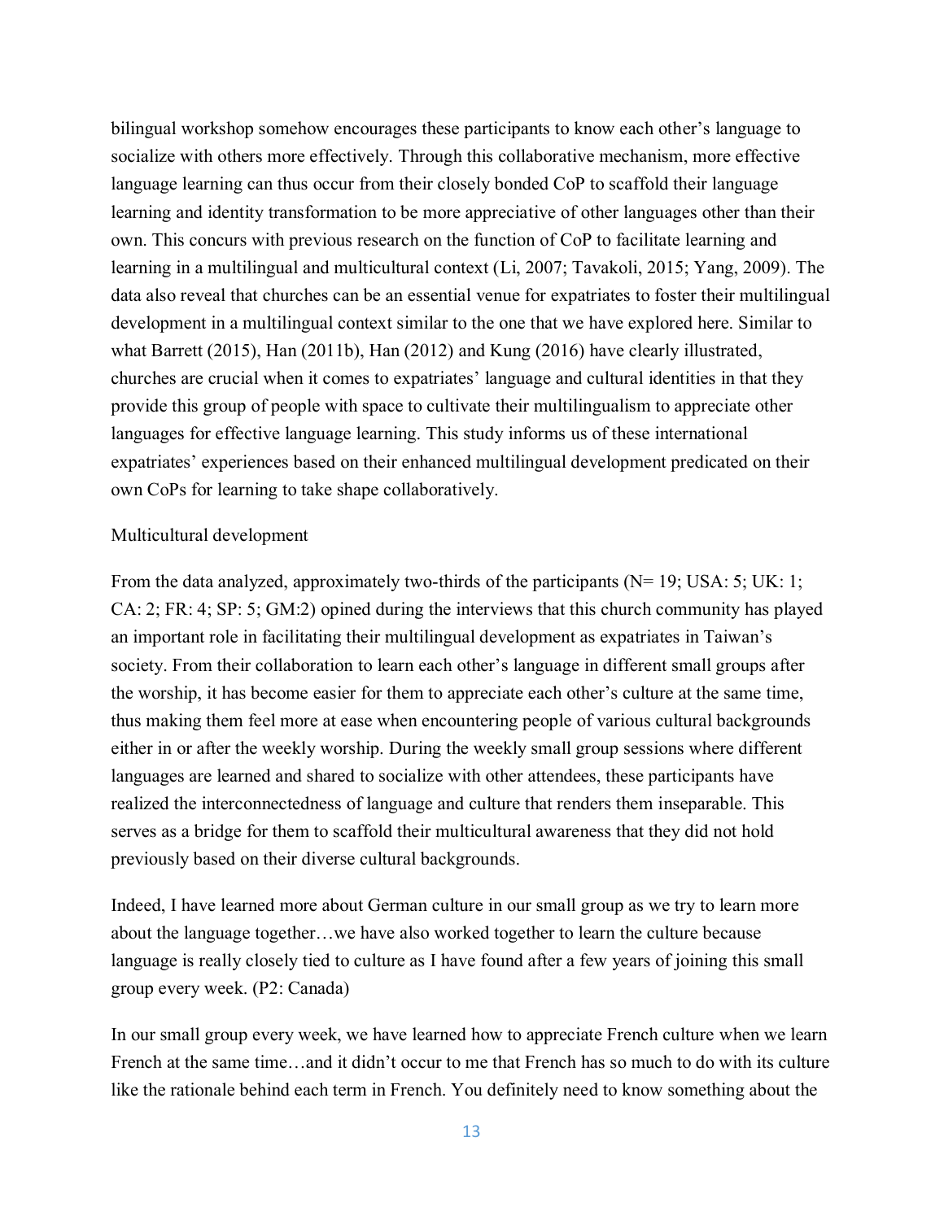bilingual workshop somehow encourages these participants to know each other's language to socialize with others more effectively. Through this collaborative mechanism, more effective language learning can thus occur from their closely bonded CoP to scaffold their language learning and identity transformation to be more appreciative of other languages other than their own. This concurs with previous research on the function of CoP to facilitate learning and learning in a multilingual and multicultural context (Li, 2007; Tavakoli, 2015; Yang, 2009). The data also reveal that churches can be an essential venue for expatriates to foster their multilingual development in a multilingual context similar to the one that we have explored here. Similar to what Barrett (2015), Han (2011b), Han (2012) and Kung (2016) have clearly illustrated, churches are crucial when it comes to expatriates' language and cultural identities in that they provide this group of people with space to cultivate their multilingualism to appreciate other languages for effective language learning. This study informs us of these international expatriates' experiences based on their enhanced multilingual development predicated on their own CoPs for learning to take shape collaboratively.

## Multicultural development

From the data analyzed, approximately two-thirds of the participants (N= 19; USA: 5; UK: 1; CA: 2; FR: 4; SP: 5; GM:2) opined during the interviews that this church community has played an important role in facilitating their multilingual development as expatriates in Taiwan's society. From their collaboration to learn each other's language in different small groups after the worship, it has become easier for them to appreciate each other's culture at the same time, thus making them feel more at ease when encountering people of various cultural backgrounds either in or after the weekly worship. During the weekly small group sessions where different languages are learned and shared to socialize with other attendees, these participants have realized the interconnectedness of language and culture that renders them inseparable. This serves as a bridge for them to scaffold their multicultural awareness that they did not hold previously based on their diverse cultural backgrounds.

Indeed, I have learned more about German culture in our small group as we try to learn more about the language together…we have also worked together to learn the culture because language is really closely tied to culture as I have found after a few years of joining this small group every week. (P2: Canada)

In our small group every week, we have learned how to appreciate French culture when we learn French at the same time…and it didn't occur to me that French has so much to do with its culture like the rationale behind each term in French. You definitely need to know something about the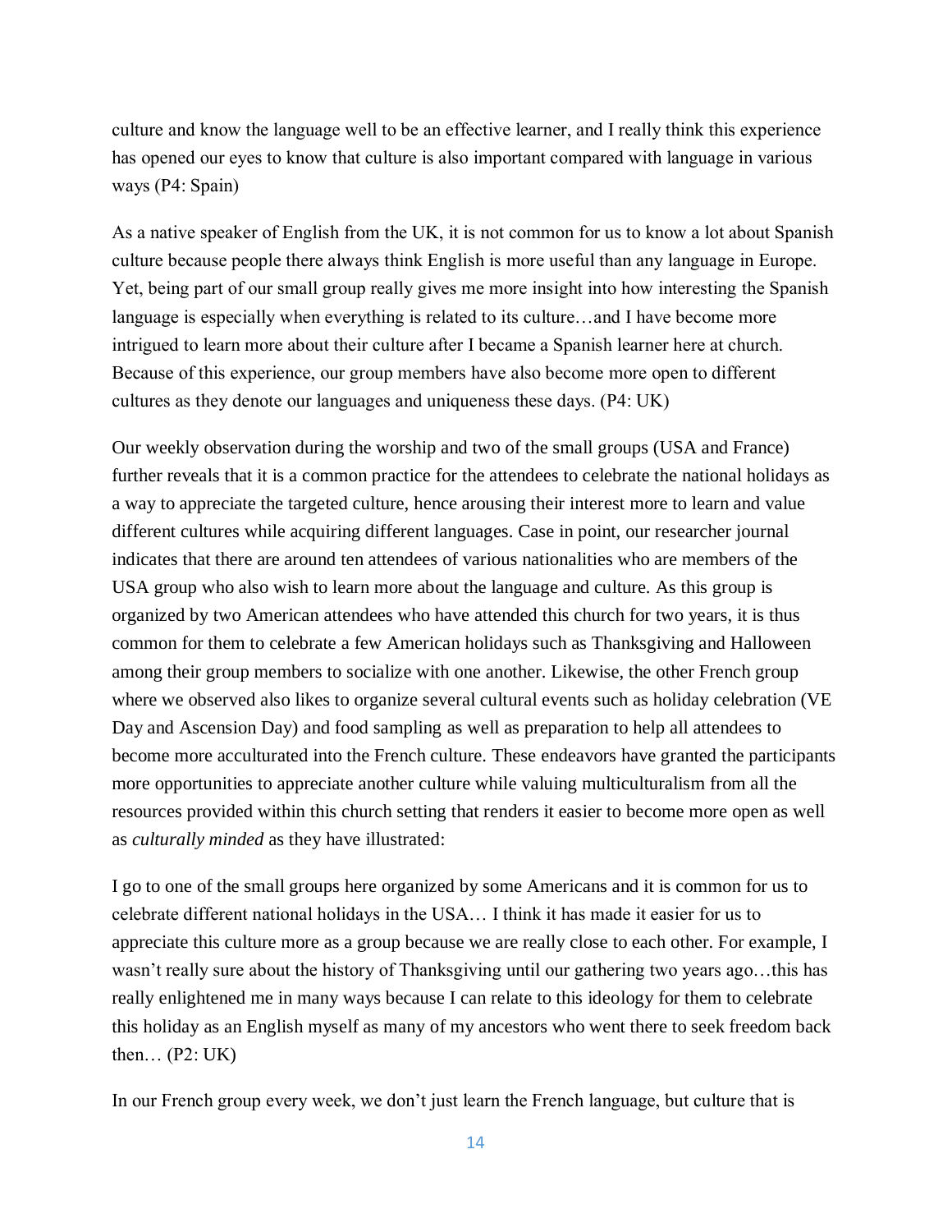culture and know the language well to be an effective learner, and I really think this experience has opened our eyes to know that culture is also important compared with language in various ways (P4: Spain)

As a native speaker of English from the UK, it is not common for us to know a lot about Spanish culture because people there always think English is more useful than any language in Europe. Yet, being part of our small group really gives me more insight into how interesting the Spanish language is especially when everything is related to its culture…and I have become more intrigued to learn more about their culture after I became a Spanish learner here at church. Because of this experience, our group members have also become more open to different cultures as they denote our languages and uniqueness these days. (P4: UK)

Our weekly observation during the worship and two of the small groups (USA and France) further reveals that it is a common practice for the attendees to celebrate the national holidays as a way to appreciate the targeted culture, hence arousing their interest more to learn and value different cultures while acquiring different languages. Case in point, our researcher journal indicates that there are around ten attendees of various nationalities who are members of the USA group who also wish to learn more about the language and culture. As this group is organized by two American attendees who have attended this church for two years, it is thus common for them to celebrate a few American holidays such as Thanksgiving and Halloween among their group members to socialize with one another. Likewise, the other French group where we observed also likes to organize several cultural events such as holiday celebration (VE Day and Ascension Day) and food sampling as well as preparation to help all attendees to become more acculturated into the French culture. These endeavors have granted the participants more opportunities to appreciate another culture while valuing multiculturalism from all the resources provided within this church setting that renders it easier to become more open as well as *culturally minded* as they have illustrated:

I go to one of the small groups here organized by some Americans and it is common for us to celebrate different national holidays in the USA… I think it has made it easier for us to appreciate this culture more as a group because we are really close to each other. For example, I wasn't really sure about the history of Thanksgiving until our gathering two years ago…this has really enlightened me in many ways because I can relate to this ideology for them to celebrate this holiday as an English myself as many of my ancestors who went there to seek freedom back then… (P2: UK)

In our French group every week, we don't just learn the French language, but culture that is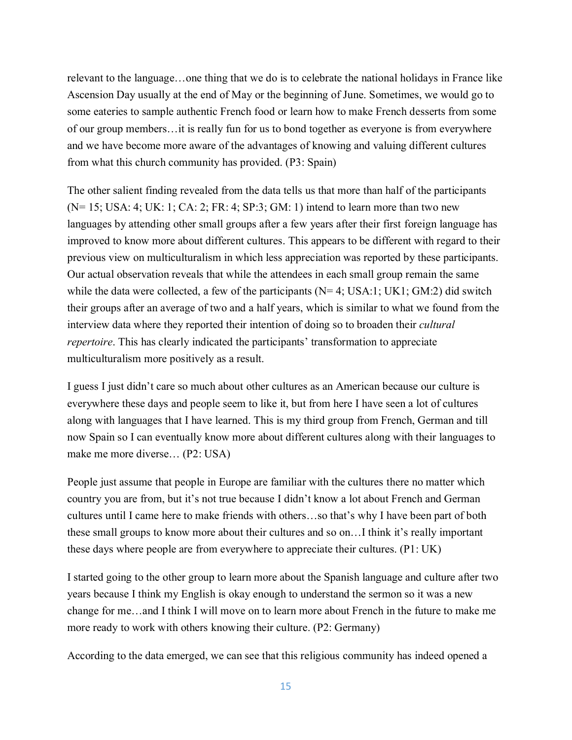relevant to the language…one thing that we do is to celebrate the national holidays in France like Ascension Day usually at the end of May or the beginning of June. Sometimes, we would go to some eateries to sample authentic French food or learn how to make French desserts from some of our group members…it is really fun for us to bond together as everyone is from everywhere and we have become more aware of the advantages of knowing and valuing different cultures from what this church community has provided. (P3: Spain)

The other salient finding revealed from the data tells us that more than half of the participants (N= 15; USA: 4; UK: 1; CA: 2; FR: 4; SP:3; GM: 1) intend to learn more than two new languages by attending other small groups after a few years after their first foreign language has improved to know more about different cultures. This appears to be different with regard to their previous view on multiculturalism in which less appreciation was reported by these participants. Our actual observation reveals that while the attendees in each small group remain the same while the data were collected, a few of the participants (N= 4; USA:1; UK1; GM:2) did switch their groups after an average of two and a half years, which is similar to what we found from the interview data where they reported their intention of doing so to broaden their *cultural repertoire*. This has clearly indicated the participants' transformation to appreciate multiculturalism more positively as a result.

I guess I just didn't care so much about other cultures as an American because our culture is everywhere these days and people seem to like it, but from here I have seen a lot of cultures along with languages that I have learned. This is my third group from French, German and till now Spain so I can eventually know more about different cultures along with their languages to make me more diverse… (P2: USA)

People just assume that people in Europe are familiar with the cultures there no matter which country you are from, but it's not true because I didn't know a lot about French and German cultures until I came here to make friends with others…so that's why I have been part of both these small groups to know more about their cultures and so on…I think it's really important these days where people are from everywhere to appreciate their cultures. (P1: UK)

I started going to the other group to learn more about the Spanish language and culture after two years because I think my English is okay enough to understand the sermon so it was a new change for me…and I think I will move on to learn more about French in the future to make me more ready to work with others knowing their culture. (P2: Germany)

According to the data emerged, we can see that this religious community has indeed opened a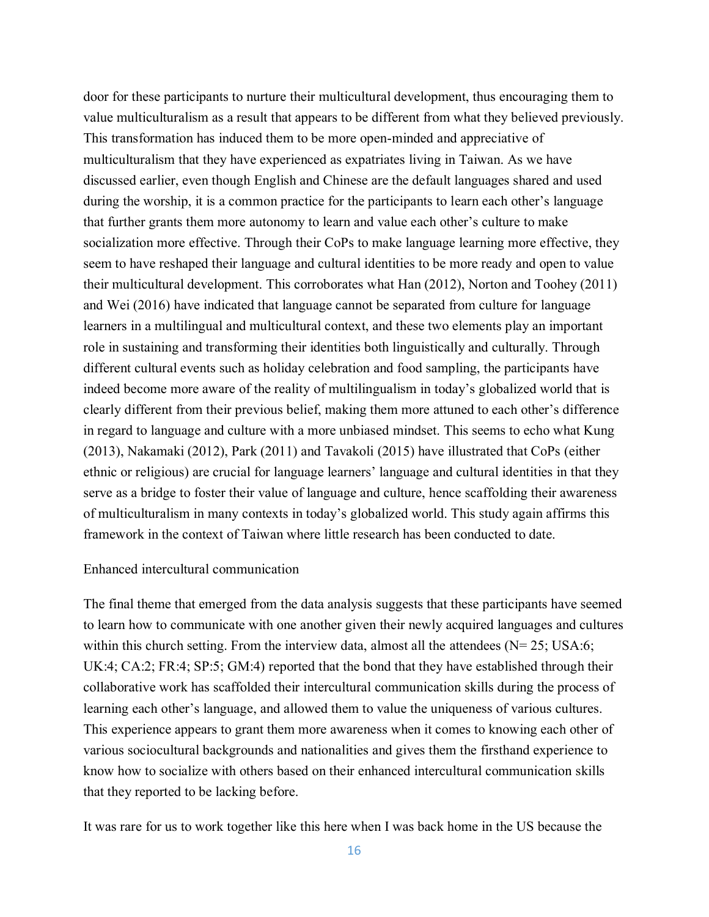door for these participants to nurture their multicultural development, thus encouraging them to value multiculturalism as a result that appears to be different from what they believed previously. This transformation has induced them to be more open-minded and appreciative of multiculturalism that they have experienced as expatriates living in Taiwan. As we have discussed earlier, even though English and Chinese are the default languages shared and used during the worship, it is a common practice for the participants to learn each other's language that further grants them more autonomy to learn and value each other's culture to make socialization more effective. Through their CoPs to make language learning more effective, they seem to have reshaped their language and cultural identities to be more ready and open to value their multicultural development. This corroborates what Han (2012), Norton and Toohey (2011) and Wei (2016) have indicated that language cannot be separated from culture for language learners in a multilingual and multicultural context, and these two elements play an important role in sustaining and transforming their identities both linguistically and culturally. Through different cultural events such as holiday celebration and food sampling, the participants have indeed become more aware of the reality of multilingualism in today's globalized world that is clearly different from their previous belief, making them more attuned to each other's difference in regard to language and culture with a more unbiased mindset. This seems to echo what Kung (2013), Nakamaki (2012), Park (2011) and Tavakoli (2015) have illustrated that CoPs (either ethnic or religious) are crucial for language learners' language and cultural identities in that they serve as a bridge to foster their value of language and culture, hence scaffolding their awareness of multiculturalism in many contexts in today's globalized world. This study again affirms this framework in the context of Taiwan where little research has been conducted to date.

### Enhanced intercultural communication

The final theme that emerged from the data analysis suggests that these participants have seemed to learn how to communicate with one another given their newly acquired languages and cultures within this church setting. From the interview data, almost all the attendees (N= 25; USA:6; UK:4; CA:2; FR:4; SP:5; GM:4) reported that the bond that they have established through their collaborative work has scaffolded their intercultural communication skills during the process of learning each other's language, and allowed them to value the uniqueness of various cultures. This experience appears to grant them more awareness when it comes to knowing each other of various sociocultural backgrounds and nationalities and gives them the firsthand experience to know how to socialize with others based on their enhanced intercultural communication skills that they reported to be lacking before.

It was rare for us to work together like this here when I was back home in the US because the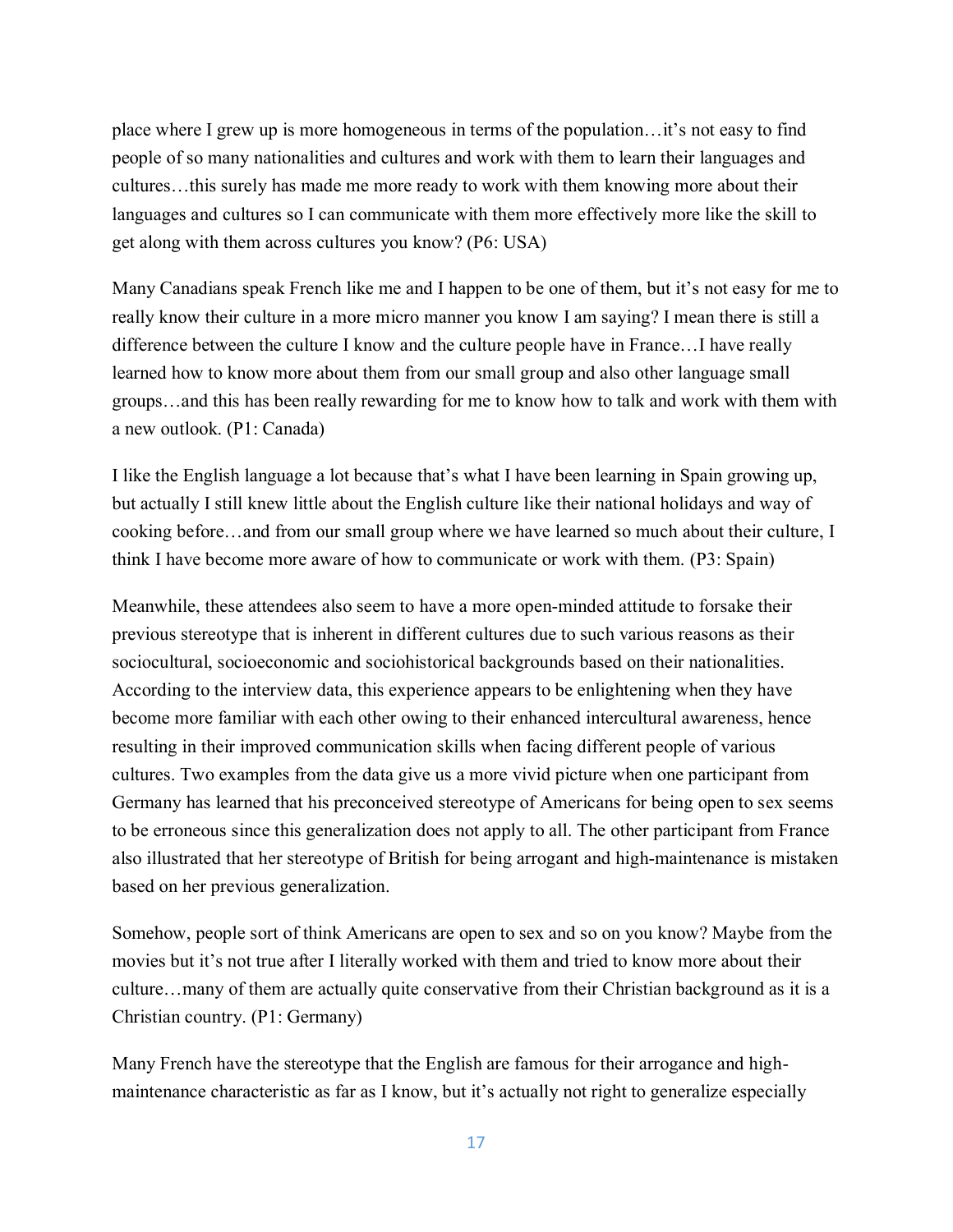place where I grew up is more homogeneous in terms of the population…it's not easy to find people of so many nationalities and cultures and work with them to learn their languages and cultures…this surely has made me more ready to work with them knowing more about their languages and cultures so I can communicate with them more effectively more like the skill to get along with them across cultures you know? (P6: USA)

Many Canadians speak French like me and I happen to be one of them, but it's not easy for me to really know their culture in a more micro manner you know I am saying? I mean there is still a difference between the culture I know and the culture people have in France…I have really learned how to know more about them from our small group and also other language small groups…and this has been really rewarding for me to know how to talk and work with them with a new outlook. (P1: Canada)

I like the English language a lot because that's what I have been learning in Spain growing up, but actually I still knew little about the English culture like their national holidays and way of cooking before…and from our small group where we have learned so much about their culture, I think I have become more aware of how to communicate or work with them. (P3: Spain)

Meanwhile, these attendees also seem to have a more open-minded attitude to forsake their previous stereotype that is inherent in different cultures due to such various reasons as their sociocultural, socioeconomic and sociohistorical backgrounds based on their nationalities. According to the interview data, this experience appears to be enlightening when they have become more familiar with each other owing to their enhanced intercultural awareness, hence resulting in their improved communication skills when facing different people of various cultures. Two examples from the data give us a more vivid picture when one participant from Germany has learned that his preconceived stereotype of Americans for being open to sex seems to be erroneous since this generalization does not apply to all. The other participant from France also illustrated that her stereotype of British for being arrogant and high-maintenance is mistaken based on her previous generalization.

Somehow, people sort of think Americans are open to sex and so on you know? Maybe from the movies but it's not true after I literally worked with them and tried to know more about their culture…many of them are actually quite conservative from their Christian background as it is a Christian country. (P1: Germany)

Many French have the stereotype that the English are famous for their arrogance and high-maintenance characteristic as far as I know, but it's actually not right to generalize especially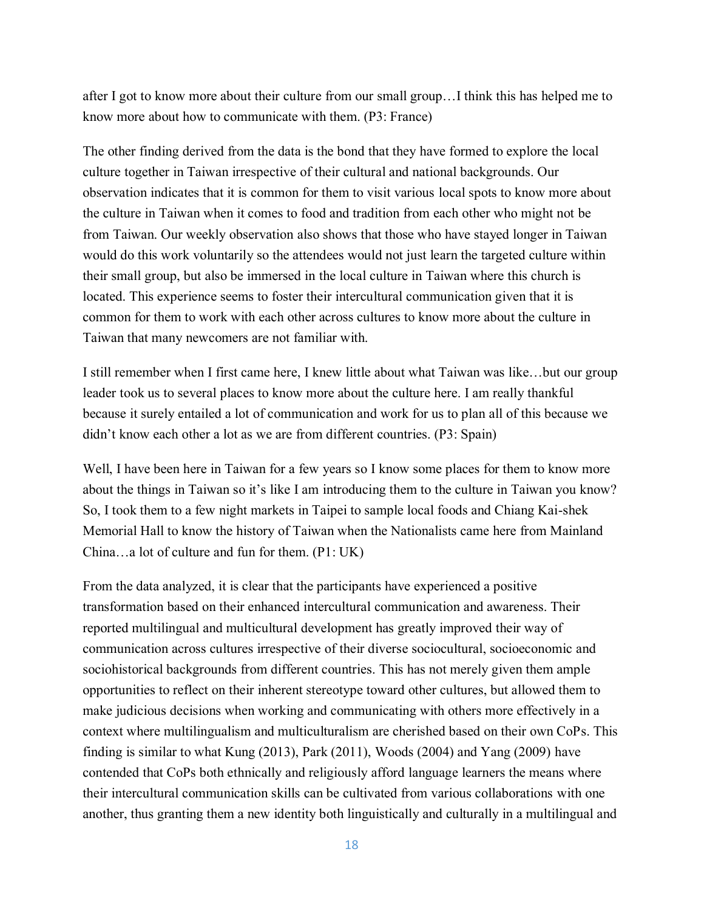after I got to know more about their culture from our small group…I think this has helped me to know more about how to communicate with them. (P3: France)

The other finding derived from the data is the bond that they have formed to explore the local culture together in Taiwan irrespective of their cultural and national backgrounds. Our observation indicates that it is common for them to visit various local spots to know more about the culture in Taiwan when it comes to food and tradition from each other who might not be from Taiwan. Our weekly observation also shows that those who have stayed longer in Taiwan would do this work voluntarily so the attendees would not just learn the targeted culture within their small group, but also be immersed in the local culture in Taiwan where this church is located. This experience seems to foster their intercultural communication given that it is common for them to work with each other across cultures to know more about the culture in Taiwan that many newcomers are not familiar with.

I still remember when I first came here, I knew little about what Taiwan was like…but our group leader took us to several places to know more about the culture here. I am really thankful because it surely entailed a lot of communication and work for us to plan all of this because we didn't know each other a lot as we are from different countries. (P3: Spain)

Well, I have been here in Taiwan for a few years so I know some places for them to know more about the things in Taiwan so it's like I am introducing them to the culture in Taiwan you know? So, I took them to a few night markets in Taipei to sample local foods and Chiang Kai-shek Memorial Hall to know the history of Taiwan when the Nationalists came here from Mainland China…a lot of culture and fun for them. (P1: UK)

From the data analyzed, it is clear that the participants have experienced a positive transformation based on their enhanced intercultural communication and awareness. Their reported multilingual and multicultural development has greatly improved their way of communication across cultures irrespective of their diverse sociocultural, socioeconomic and sociohistorical backgrounds from different countries. This has not merely given them ample opportunities to reflect on their inherent stereotype toward other cultures, but allowed them to make judicious decisions when working and communicating with others more effectively in a context where multilingualism and multiculturalism are cherished based on their own CoPs. This finding is similar to what Kung (2013), Park (2011), Woods (2004) and Yang (2009) have contended that CoPs both ethnically and religiously afford language learners the means where their intercultural communication skills can be cultivated from various collaborations with one another, thus granting them a new identity both linguistically and culturally in a multilingual and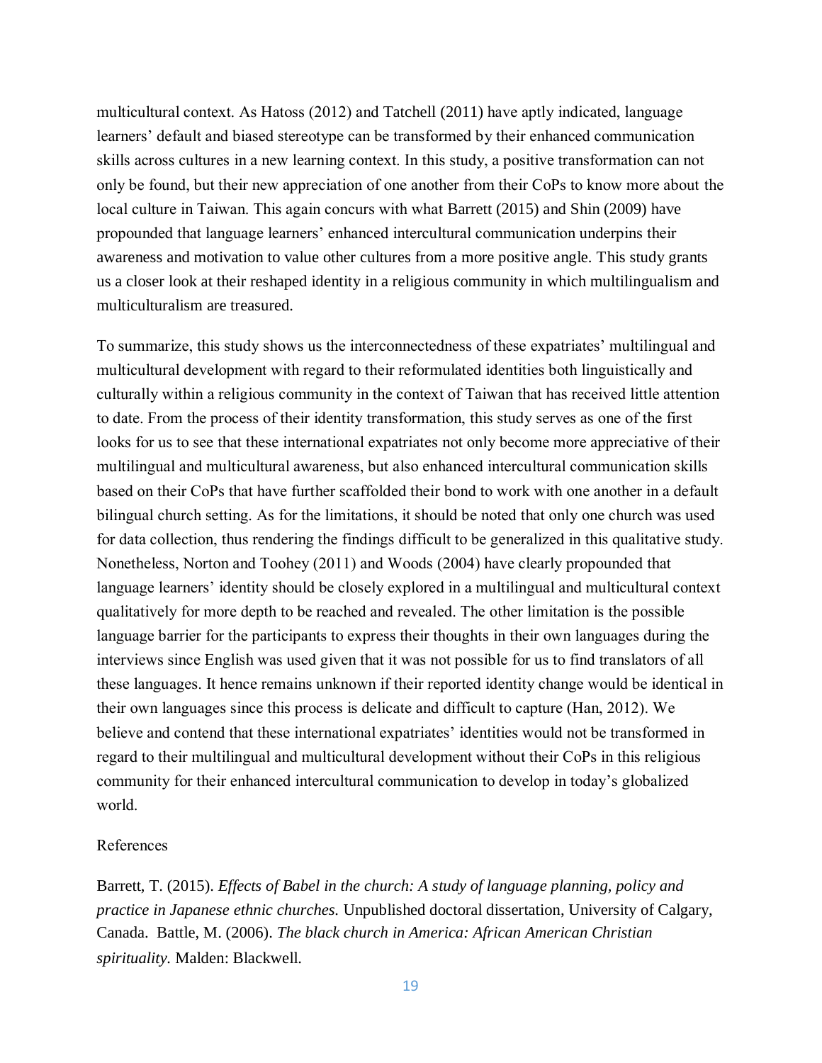multicultural context. As Hatoss (2012) and Tatchell (2011) have aptly indicated, language learners' default and biased stereotype can be transformed by their enhanced communication skills across cultures in a new learning context. In this study, a positive transformation can not only be found, but their new appreciation of one another from their CoPs to know more about the local culture in Taiwan. This again concurs with what Barrett (2015) and Shin (2009) have propounded that language learners' enhanced intercultural communication underpins their awareness and motivation to value other cultures from a more positive angle. This study grants us a closer look at their reshaped identity in a religious community in which multilingualism and multiculturalism are treasured.

To summarize, this study shows us the interconnectedness of these expatriates' multilingual and multicultural development with regard to their reformulated identities both linguistically and culturally within a religious community in the context of Taiwan that has received little attention to date. From the process of their identity transformation, this study serves as one of the first looks for us to see that these international expatriates not only become more appreciative of their multilingual and multicultural awareness, but also enhanced intercultural communication skills based on their CoPs that have further scaffolded their bond to work with one another in a default bilingual church setting. As for the limitations, it should be noted that only one church was used for data collection, thus rendering the findings difficult to be generalized in this qualitative study. Nonetheless, Norton and Toohey (2011) and Woods (2004) have clearly propounded that language learners' identity should be closely explored in a multilingual and multicultural context qualitatively for more depth to be reached and revealed. The other limitation is the possible language barrier for the participants to express their thoughts in their own languages during the interviews since English was used given that it was not possible for us to find translators of all these languages. It hence remains unknown if their reported identity change would be identical in their own languages since this process is delicate and difficult to capture (Han, 2012). We believe and contend that these international expatriates' identities would not be transformed in regard to their multilingual and multicultural development without their CoPs in this religious community for their enhanced intercultural communication to develop in today's globalized world.

References

Barrett, T. (2015). *Effects of Babel in the church: A study of language planning, policy and practice in Japanese ethnic churches.* Unpublished doctoral dissertation, University of Calgary, Canada.

Battle, M. (2006). *The black church in America: African American Christian spirituality.* Malden: Blackwell.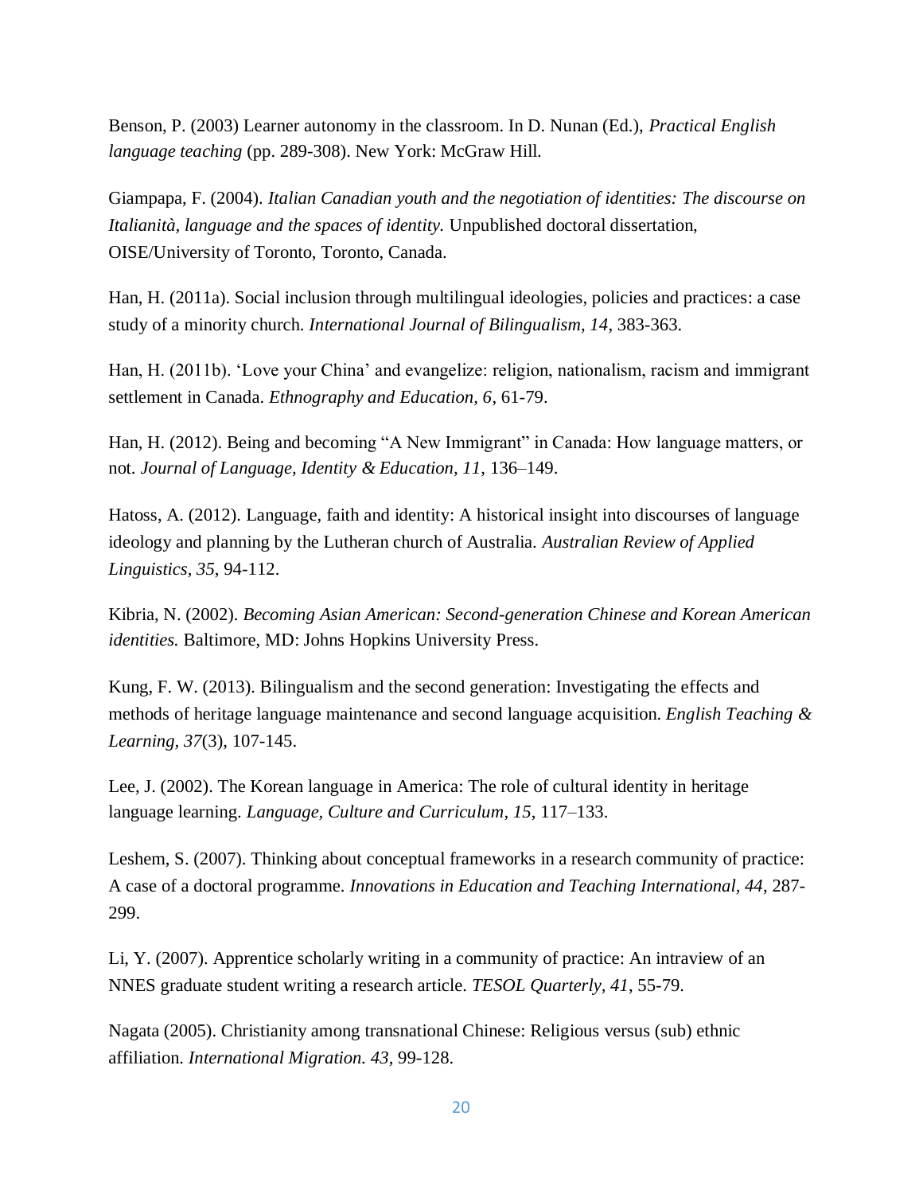Benson, P. (2003) Learner autonomy in the classroom. In D. Nunan (Ed.), *Practical English language teaching* (pp. 289-308). New York: McGraw Hill.

Giampapa, F. (2004). *Italian Canadian youth and the negotiation of identities: The discourse on Italianità, language and the spaces of identity.* Unpublished doctoral dissertation, OISE/University of Toronto, Toronto, Canada.

Han, H. (2011a). Social inclusion through multilingual ideologies, policies and practices: a case study of a minority church. *International Journal of Bilingualism, 14*, 383-363.

Han, H. (2011b). 'Love your China' and evangelize: religion, nationalism, racism and immigrant settlement in Canada. *Ethnography and Education, 6*, 61-79.

Han, H. (2012). Being and becoming "A New Immigrant" in Canada: How language matters, or not. *Journal of Language, Identity & Education, 11*, 136–149.

Hatoss, A. (2012). Language, faith and identity: A historical insight into discourses of language ideology and planning by the Lutheran church of Australia. *Australian Review of Applied Linguistics, 35*, 94-112.

Kibria, N. (2002). *Becoming Asian American: Second-generation Chinese and Korean American identities.* Baltimore, MD: Johns Hopkins University Press.

Kung, F. W. (2013). Bilingualism and the second generation: Investigating the effects and methods of heritage language maintenance and second language acquisition. *English Teaching & Learning, 37*(3), 107-145.

Lee, J. (2002). The Korean language in America: The role of cultural identity in heritage language learning. *Language, Culture and Curriculum, 15*, 117–133.

Leshem, S. (2007). Thinking about conceptual frameworks in a research community of practice: A case of a doctoral programme. *Innovations in Education and Teaching International, 44*, 287-299.

Li, Y. (2007). Apprentice scholarly writing in a community of practice: An intraview of an NNES graduate student writing a research article. *TESOL Quarterly, 41*, 55-79.

Nagata (2005). Christianity among transnational Chinese: Religious versus (sub) ethnic affiliation. *International Migration. 43*, 99-128.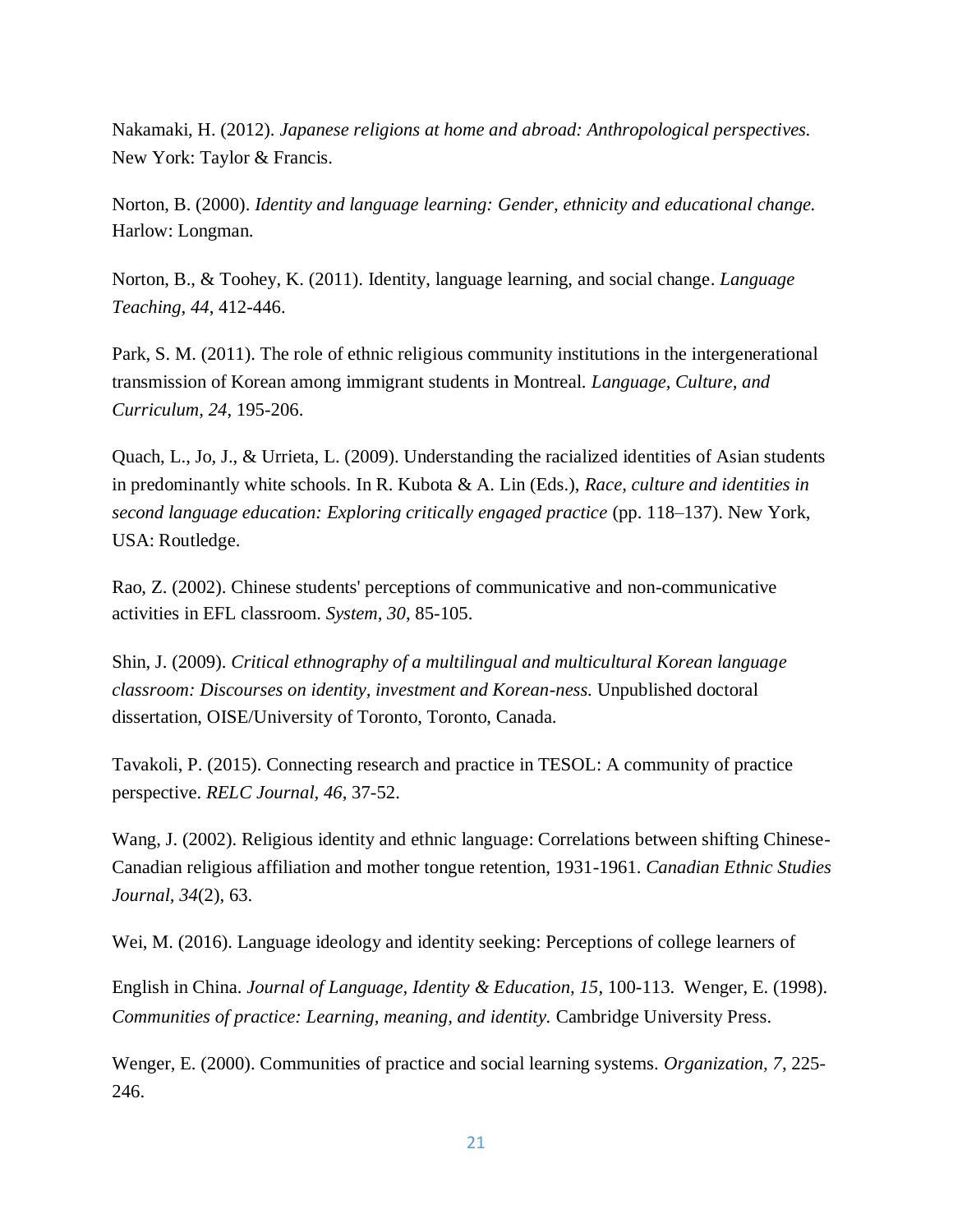Nakamaki, H. (2012). *Japanese religions at home and abroad: Anthropological perspectives.* New York: Taylor & Francis.

Norton, B. (2000). *Identity and language learning: Gender, ethnicity and educational change.* Harlow: Longman.

Norton, B., & Toohey, K. (2011). Identity, language learning, and social change. *Language Teaching, 44*, 412-446.

Park, S. M. (2011). The role of ethnic religious community institutions in the intergenerational transmission of Korean among immigrant students in Montreal. *Language, Culture, and Curriculum, 24*, 195-206.

Quach, L., Jo, J., & Urrieta, L. (2009). Understanding the racialized identities of Asian students in predominantly white schools. In R. Kubota & A. Lin (Eds.), *Race, culture and identities in second language education: Exploring critically engaged practice* (pp. 118–137). New York, USA: Routledge.

Rao, Z. (2002). Chinese students' perceptions of communicative and non-communicative activities in EFL classroom. *System, 30*, 85-105.

Shin, J. (2009). *Critical ethnography of a multilingual and multicultural Korean language classroom: Discourses on identity, investment and Korean-ness.* Unpublished doctoral dissertation, OISE/University of Toronto, Toronto, Canada.

Tavakoli, P. (2015). Connecting research and practice in TESOL: A community of practice perspective. *RELC Journal, 46*, 37-52.

Wang, J. (2002). Religious identity and ethnic language: Correlations between shifting Chinese-Canadian religious affiliation and mother tongue retention, 1931-1961. *Canadian Ethnic Studies Journal, 34*(2), 63.

Wei, M. (2016). Language ideology and identity seeking: Perceptions of college learners of

English in China. *Journal of Language, Identity & Education, 15*, 100-113. Wenger, E. (1998). *Communities of practice: Learning, meaning, and identity.* Cambridge University Press.

Wenger, E. (2000). Communities of practice and social learning systems. *Organization, 7*, 225-246.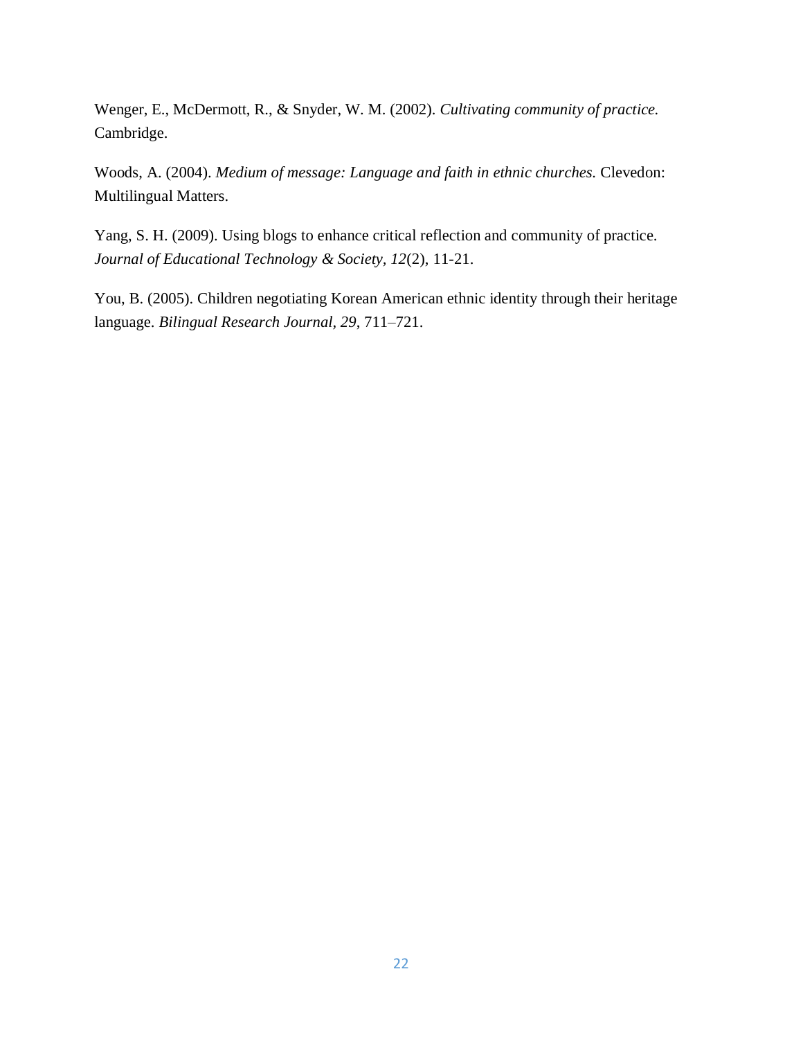Wenger, E., McDermott, R., & Snyder, W. M. (2002). *Cultivating community of practice.* Cambridge.

Woods, A. (2004). *Medium of message: Language and faith in ethnic churches.* Clevedon: Multilingual Matters.

Yang, S. H. (2009). Using blogs to enhance critical reflection and community of practice. *Journal of Educational Technology & Society*, *12*(2), 11-21.

You, B. (2005). Children negotiating Korean American ethnic identity through their heritage language. *Bilingual Research Journal*, *29*, 711–721.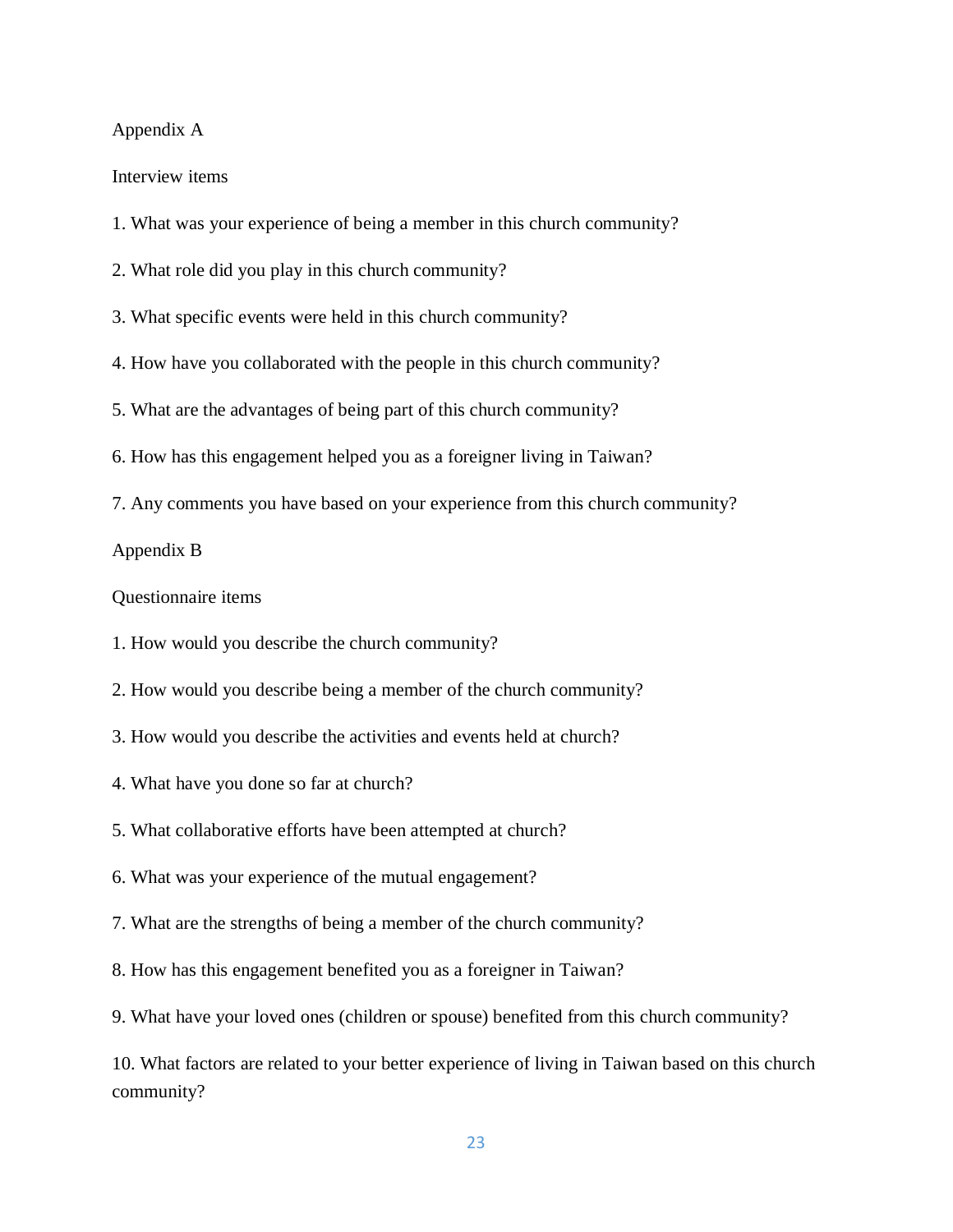## Appendix A

Interview items

1. What was your experience of being a member in this church community?

2. What role did you play in this church community?

3. What specific events were held in this church community?

4. How have you collaborated with the people in this church community?

5. What are the advantages of being part of this church community?

6. How has this engagement helped you as a foreigner living in Taiwan?

7. Any comments you have based on your experience from this church community?

## Appendix B

Questionnaire items

1. How would you describe the church community?

2. How would you describe being a member of the church community?

3. How would you describe the activities and events held at church?

4. What have you done so far at church?

5. What collaborative efforts have been attempted at church?

6. What was your experience of the mutual engagement?

7. What are the strengths of being a member of the church community?

8. How has this engagement benefited you as a foreigner in Taiwan?

9. What have your loved ones (children or spouse) benefited from this church community?

10. What factors are related to your better experience of living in Taiwan based on this church community?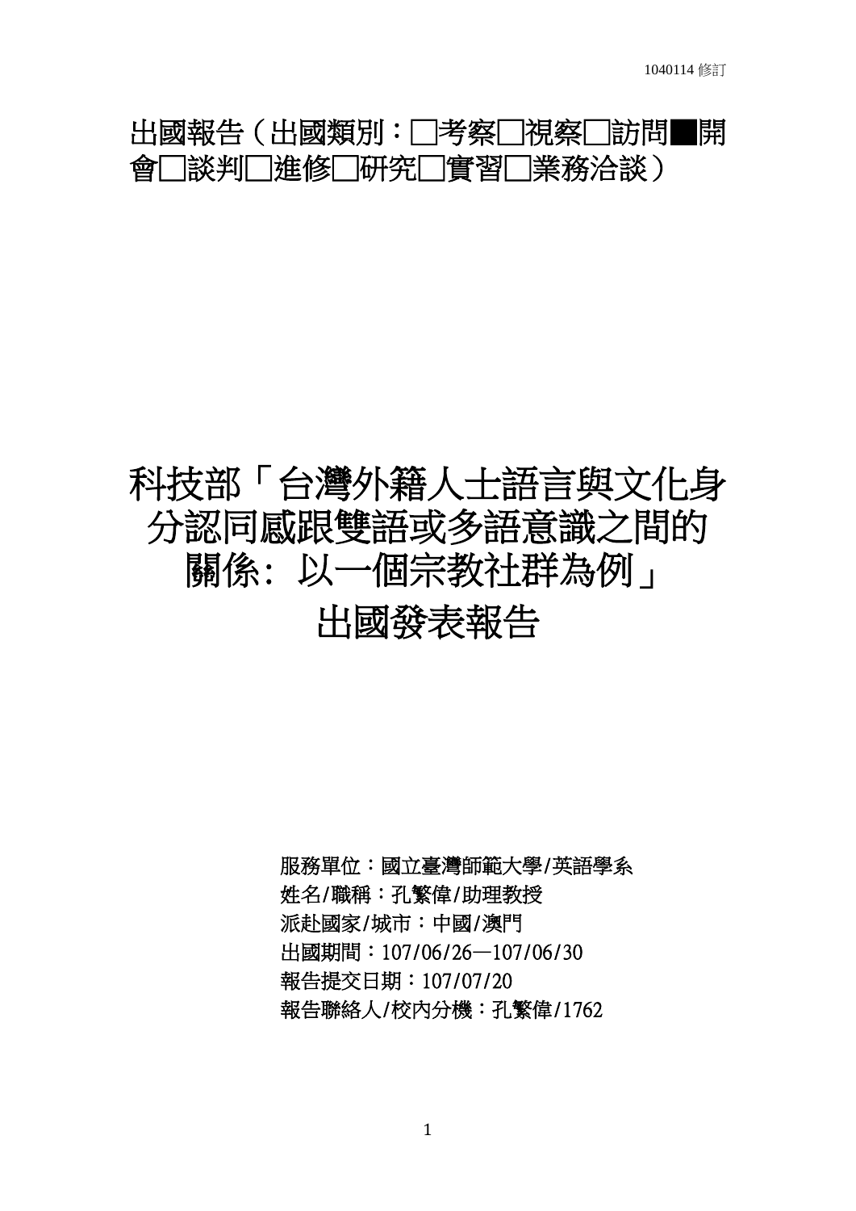出國報告（出國類別：□考察□視察□訪問■開會□談判□進修□研究□實習□業務洽談）

# 科技部「台灣外籍人士語言與文化身分認同感跟雙語或多語意識之間的關係：以一個宗教社群為例」出國發表報告

服務單位：國立臺灣師範大學/英語學系
姓名/職稱：孔繁偉/助理教授
派赴國家/城市：中國/澳門
出國期間：107/06/26—107/06/30
報告提交日期：107/07/20
報告聯絡人/校內分機：孔繁偉/1762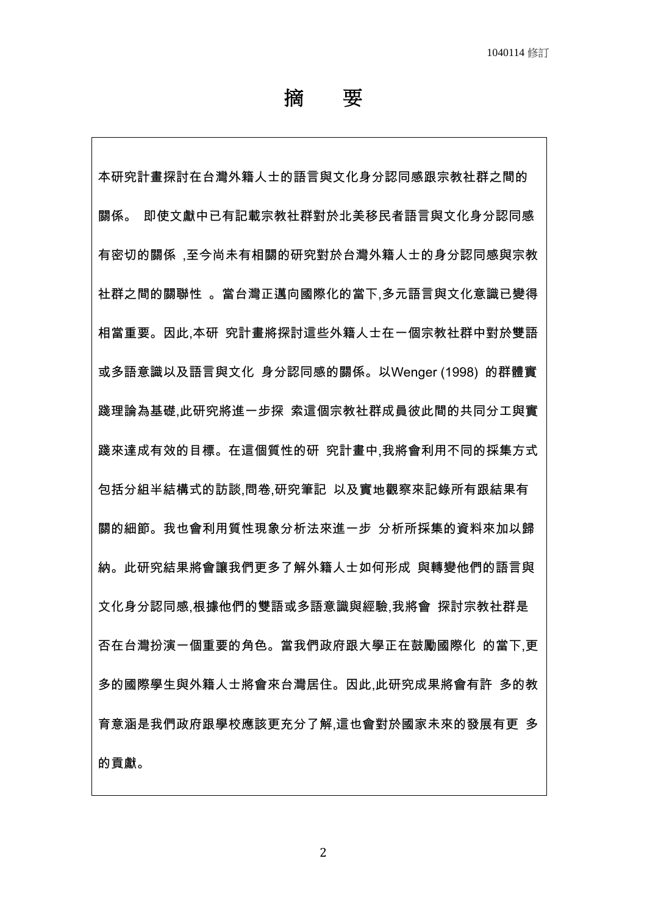1040114 修訂

# 摘　要

本研究計畫探討在台灣外籍人士的語言與文化身分認同感跟宗教社群之間的關係。 即使文獻中已有記載宗教社群對於北美移民者語言與文化身分認同感有密切的關係 ,至今尚未有相關的研究對於台灣外籍人士的身分認同感與宗教社群之間的關聯性 。當台灣正邁向國際化的當下,多元語言與文化意識已變得相當重要。因此,本研 究計畫將探討這些外籍人士在一個宗教社群中對於雙語或多語意識以及語言與文化 身分認同感的關係。以Wenger (1998) 的群體實踐理論為基礎,此研究將進一步探 索這個宗教社群成員彼此間的共同分工與實踐來達成有效的目標。在這個質性的研 究計畫中,我將會利用不同的採集方式包括分組半結構式的訪談,問卷,研究筆記 以及實地觀察來記錄所有跟結果有關的細節。我也會利用質性現象分析法來進一步 分析所採集的資料來加以歸納。此研究結果將會讓我們更多了解外籍人士如何形成 與轉變他們的語言與文化身分認同感,根據他們的雙語或多語意識與經驗,我將會 探討宗教社群是否在台灣扮演一個重要的角色。當我們政府跟大學正在鼓勵國際化 的當下,更多的國際學生與外籍人士將會來台灣居住。因此,此研究成果將會有許 多的教育意涵是我們政府跟學校應該更充分了解,這也會對於國家未來的發展有更 多的貢獻。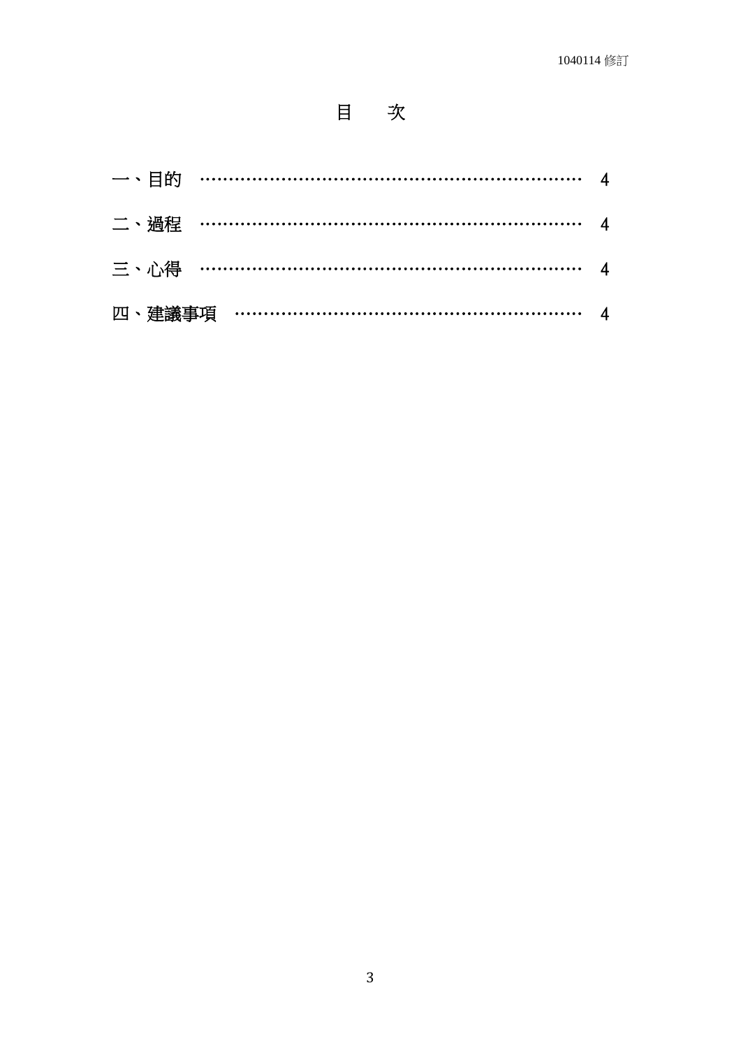1040114 修訂

# 目　次

一、目的 …………………………………………………………… 4

二、過程 …………………………………………………………… 4

三、心得 …………………………………………………………… 4

四、建議事項 ……………………………………………………… 4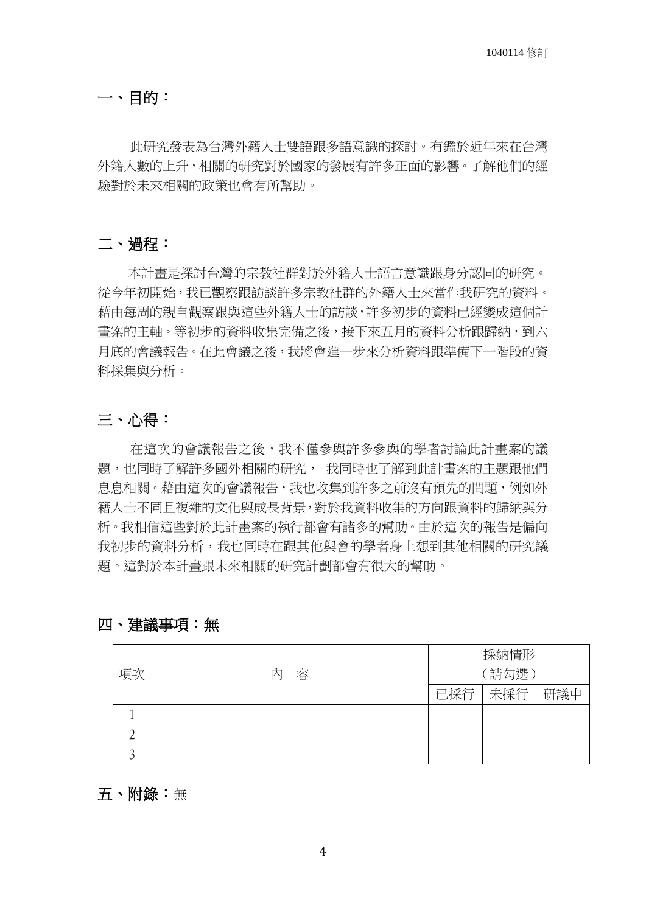## 一、目的：

此研究發表為台灣外籍人士雙語跟多語意識的探討。有鑑於近年來在台灣外籍人數的上升，相關的研究對於國家的發展有許多正面的影響。了解他們的經驗對於未來相關的政策也會有所幫助。

## 二、過程：

本計畫是探討台灣的宗教社群對於外籍人士語言意識跟身分認同的研究。從今年初開始，我已觀察跟訪談許多宗教社群的外籍人士來當作我研究的資料。藉由每周的親自觀察跟與這些外籍人士的訪談，許多初步的資料已經變成這個計畫案的主軸。等初步的資料收集完備之後，接下來五月的資料分析跟歸納，到六月底的會議報告。在此會議之後，我將會進一步來分析資料跟準備下一階段的資料採集與分析。

## 三、心得：

在這次的會議報告之後，我不僅參與許多參與的學者討論此計畫案的議題，也同時了解許多國外相關的研究， 我同時也了解到此計畫案的主題跟他們息息相關。藉由這次的會議報告，我也收集到許多之前沒有預先的問題，例如外籍人士不同且複雜的文化與成長背景，對於我資料收集的方向跟資料的歸納與分析。我相信這些對於此計畫案的執行都會有諸多的幫助。由於這次的報告是偏向我初步的資料分析，我也同時在跟其他與會的學者身上想到其他相關的研究議題。這對於本計畫跟未來相關的研究計劃都會有很大的幫助。

## 四、建議事項：無

| 項次 | 內　容 | 採納情形（請勾選） | | |
|---|---|---|---|---|
| | | 已採行 | 未採行 | 研議中 |
| 1 | | | | |
| 2 | | | | |
| 3 | | | | |

## 五、附錄：無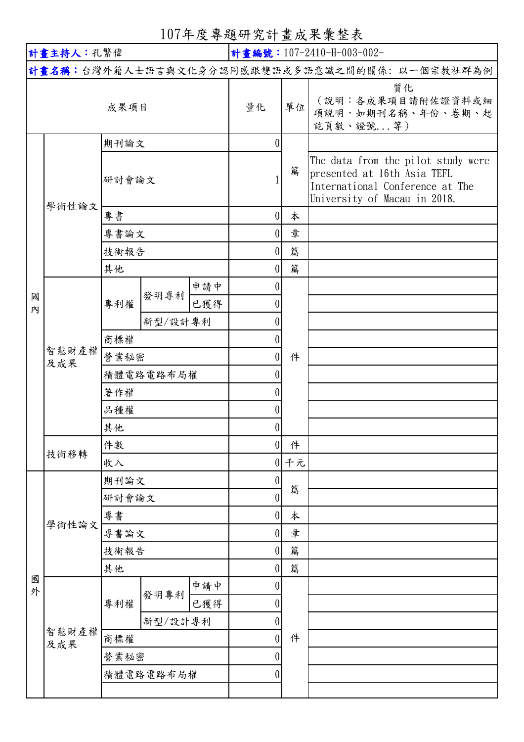# 107年度專題研究計畫成果彙整表

| **計畫主持人**：孔繁偉 | | | | | **計畫編號**：107-2410-H-003-002- | |
|---|---|---|---|---|---|---|
| **計畫名稱**：台灣外籍人士語言與文化身分認同感跟雙語或多語意識之間的關係：以一個宗教社群為例 | | | | | | |
| 成果項目 | | | | 量化 | 單位 | 質化（說明：各成果項目請附佐證資料或細項說明，如期刊名稱、年份、卷期、起訖頁數、證號...等） |
| 國內 | 學術性論文 | 期刊論文 | | 0 | 篇 | |
| | | 研討會論文 | | 1 | | The data from the pilot study were presented at 16th Asia TEFL International Conference at The University of Macau in 2018. |
| | | 專書 | | 0 | 本 | |
| | | 專書論文 | | 0 | 章 | |
| | | 技術報告 | | 0 | 篇 | |
| | | 其他 | | 0 | 篇 | |
| | 智慧財產權及成果 | 專利權 | 發明專利 申請中 | 0 | 件 | |
| | | | 發明專利 已獲得 | 0 | | |
| | | | 新型/設計專利 | 0 | | |
| | | 商標權 | | 0 | | |
| | | 營業秘密 | | 0 | | |
| | | 積體電路電路布局權 | | 0 | | |
| | | 著作權 | | 0 | | |
| | | 品種權 | | 0 | | |
| | | 其他 | | 0 | | |
| | 技術移轉 | 件數 | | 0 | 件 | |
| | | 收入 | | 0 | 千元 | |
| 國外 | 學術性論文 | 期刊論文 | | 0 | 篇 | |
| | | 研討會論文 | | 0 | | |
| | | 專書 | | 0 | 本 | |
| | | 專書論文 | | 0 | 章 | |
| | | 技術報告 | | 0 | 篇 | |
| | | 其他 | | 0 | 篇 | |
| | 智慧財產權及成果 | 專利權 | 發明專利 申請中 | 0 | 件 | |
| | | | 發明專利 已獲得 | 0 | | |
| | | | 新型/設計專利 | 0 | | |
| | | 商標權 | | 0 | | |
| | | 營業秘密 | | 0 | | |
| | | 積體電路電路布局權 | | 0 | | |
| | | | | | | |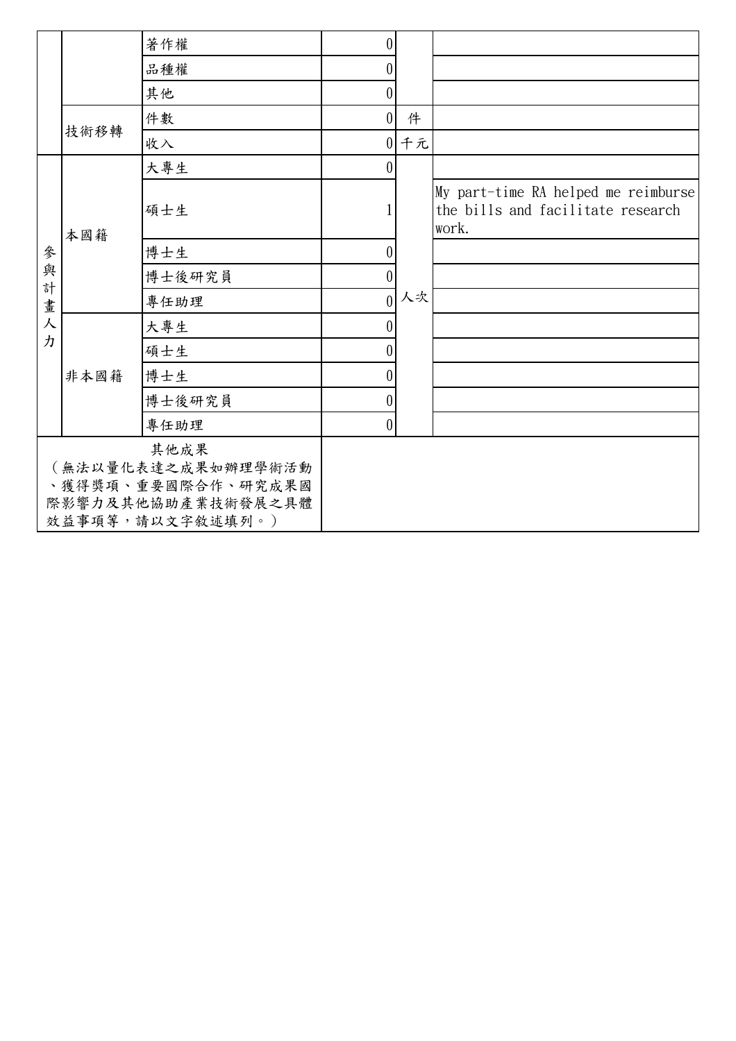| | | | | | |
|---|---|---|---|---|---|
| | | 著作權 | 0 | | |
| | | 品種權 | 0 | | |
| | | 其他 | 0 | | |
| | 技術移轉 | 件數 | 0 | 件 | |
| | | 收入 | 0 | 千元 | |
| 參與計畫人力 | 本國籍 | 大專生 | 0 | 人次 | |
| | | 碩士生 | 1 | | My part-time RA helped me reimburse the bills and facilitate research work. |
| | | 博士生 | 0 | | |
| | | 博士後研究員 | 0 | | |
| | | 專任助理 | 0 | | |
| | 非本國籍 | 大專生 | 0 | | |
| | | 碩士生 | 0 | | |
| | | 博士生 | 0 | | |
| | | 博士後研究員 | 0 | | |
| | | 專任助理 | 0 | | |
| 其他成果<br>（無法以量化表達之成果如辦理學術活動、獲得獎項、重要國際合作、研究成果國際影響力及其他協助產業技術發展之具體效益事項等，請以文字敘述填列。） | | | | | |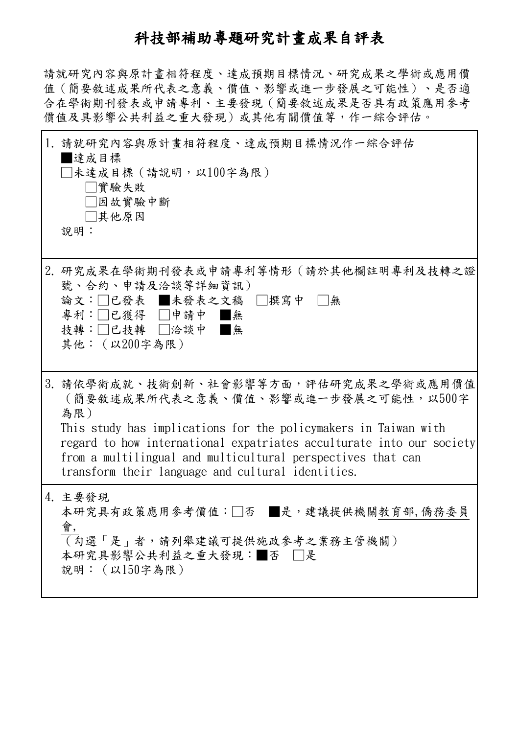# 科技部補助專題研究計畫成果自評表

請就研究內容與原計畫相符程度、達成預期目標情況、研究成果之學術或應用價值（簡要敘述成果所代表之意義、價值、影響或進一步發展之可能性）、是否適合在學術期刊發表或申請專利、主要發現（簡要敘述成果是否具有政策應用參考價值及具影響公共利益之重大發現）或其他有關價值等，作一綜合評估。

1. 請就研究內容與原計畫相符程度、達成預期目標情況作一綜合評估

   ■達成目標

   □未達成目標（請說明，以100字為限）

   □實驗失敗

   □因故實驗中斷

   □其他原因

   說明：

2. 研究成果在學術期刊發表或申請專利等情形（請於其他欄註明專利及技轉之證號、合約、申請及洽談等詳細資訊）

   論文：□已發表 ■未發表之文稿 □撰寫中 □無

   專利：□已獲得 □申請中 ■無

   技轉：□已技轉 □洽談中 ■無

   其他：（以200字為限）

3. 請依學術成就、技術創新、社會影響等方面，評估研究成果之學術或應用價值（簡要敘述成果所代表之意義、價值、影響或進一步發展之可能性，以500字為限）

   This study has implications for the policymakers in Taiwan with regard to how international expatriates acculturate into our society from a multilingual and multicultural perspectives that can transform their language and cultural identities.

4. 主要發現

   本研究具有政策應用參考價值：□否 ■是，建議提供機關教育部,僑務委員會,

   （勾選「是」者，請列舉建議可提供施政參考之業務主管機關）

   本研究具影響公共利益之重大發現：■否 □是

   說明：（以150字為限）